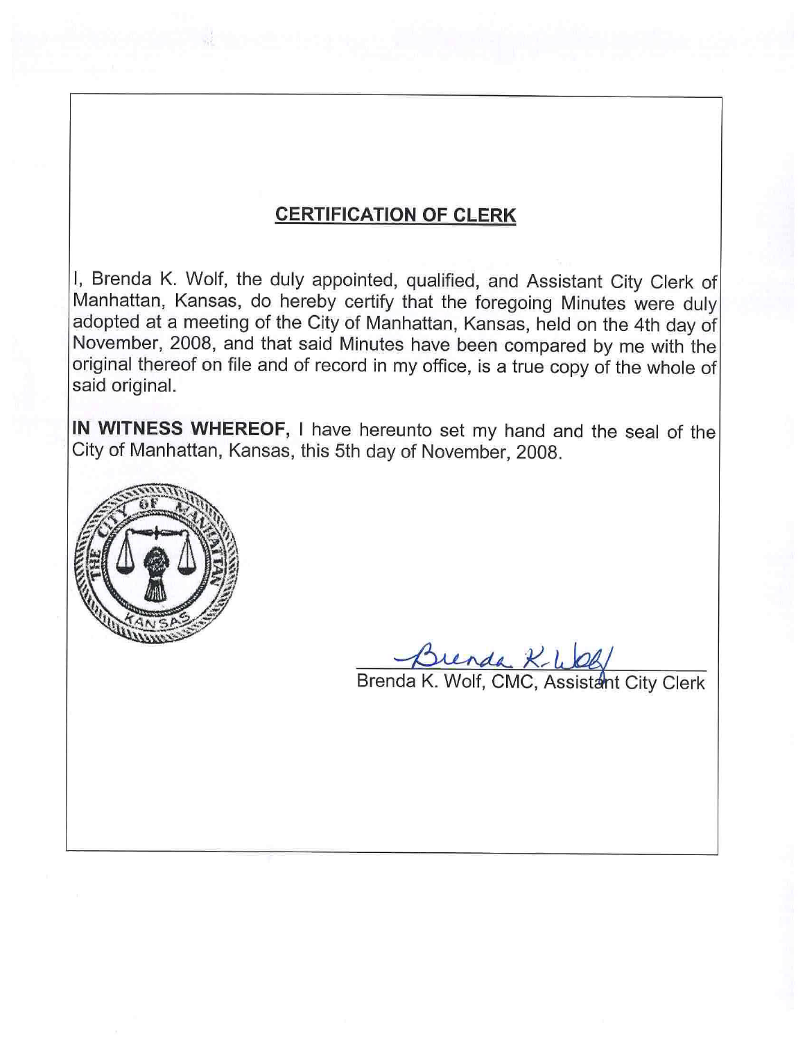## CERTIFICATION OF CLERK

I, Brenda K. Wolf, the duly appointed, qualified, and Assistant City Clerk of Manhattan, Kansas, do hereby certify that the foregoing Minutes were duly adopted at a meeting of the City of Manhattan, Kansas, held on the 4th day of November, 2008, and that said Minutes have been compared by me with the original thereof on file and of record in my office, is a true copy of the whole of said original.

**IN WITNESS WHEREOF,** I have hereunto set my hand and the seal of the City of Manhattan, Kansas, this 5th day of November, 2008.

Brenda K. Wolf

Brenda K. Wolf, CMC, Assistant City Clerk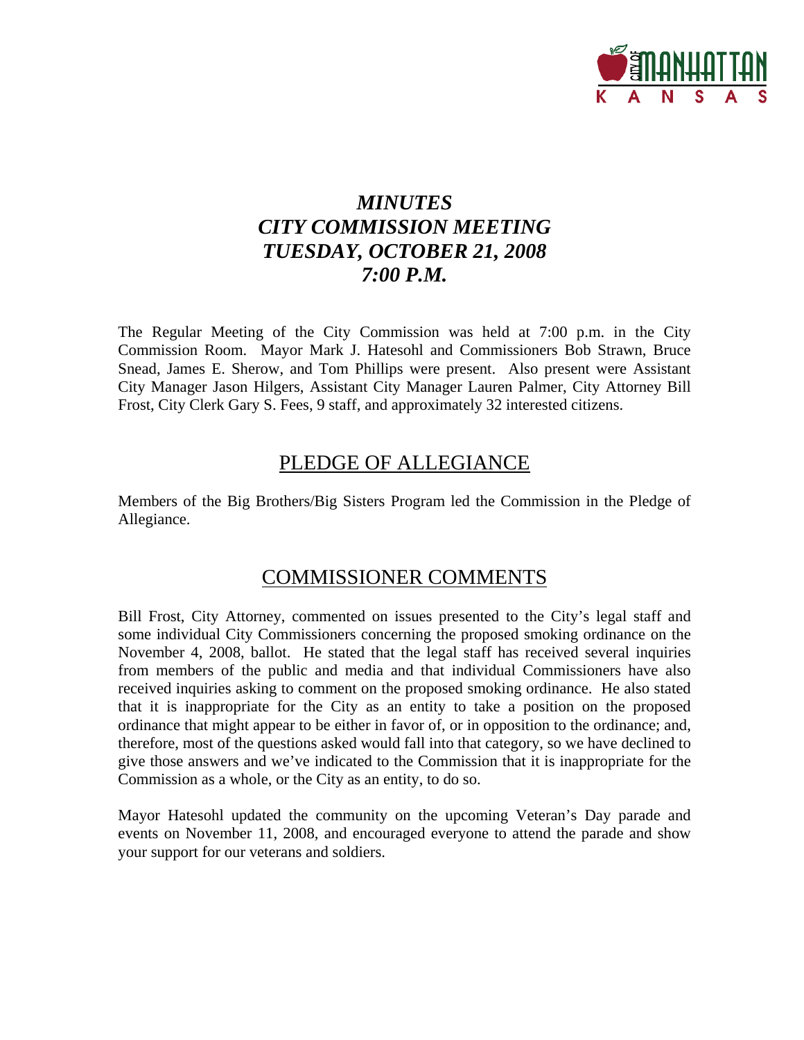# *MINUTES*
# *CITY COMMISSION MEETING*
# *TUESDAY, OCTOBER 21, 2008*
# *7:00 P.M.*

The Regular Meeting of the City Commission was held at 7:00 p.m. in the City Commission Room. Mayor Mark J. Hatesohl and Commissioners Bob Strawn, Bruce Snead, James E. Sherow, and Tom Phillips were present. Also present were Assistant City Manager Jason Hilgers, Assistant City Manager Lauren Palmer, City Attorney Bill Frost, City Clerk Gary S. Fees, 9 staff, and approximately 32 interested citizens.

## PLEDGE OF ALLEGIANCE

Members of the Big Brothers/Big Sisters Program led the Commission in the Pledge of Allegiance.

## COMMISSIONER COMMENTS

Bill Frost, City Attorney, commented on issues presented to the City's legal staff and some individual City Commissioners concerning the proposed smoking ordinance on the November 4, 2008, ballot. He stated that the legal staff has received several inquiries from members of the public and media and that individual Commissioners have also received inquiries asking to comment on the proposed smoking ordinance. He also stated that it is inappropriate for the City as an entity to take a position on the proposed ordinance that might appear to be either in favor of, or in opposition to the ordinance; and, therefore, most of the questions asked would fall into that category, so we have declined to give those answers and we've indicated to the Commission that it is inappropriate for the Commission as a whole, or the City as an entity, to do so.

Mayor Hatesohl updated the community on the upcoming Veteran's Day parade and events on November 11, 2008, and encouraged everyone to attend the parade and show your support for our veterans and soldiers.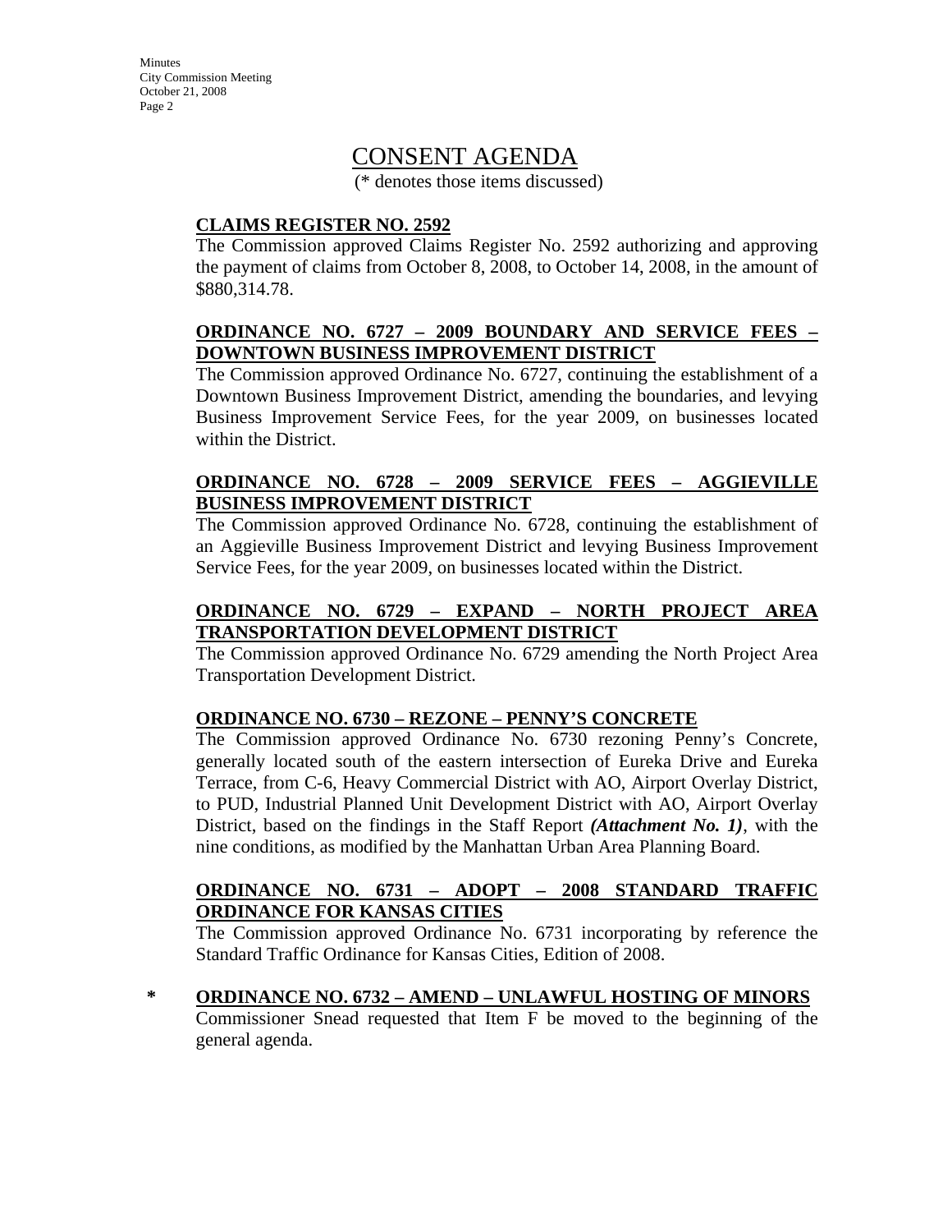# CONSENT AGENDA

(* denotes those items discussed)

**CLAIMS REGISTER NO. 2592**

The Commission approved Claims Register No. 2592 authorizing and approving the payment of claims from October 8, 2008, to October 14, 2008, in the amount of $880,314.78.

**ORDINANCE NO. 6727 – 2009 BOUNDARY AND SERVICE FEES – DOWNTOWN BUSINESS IMPROVEMENT DISTRICT**

The Commission approved Ordinance No. 6727, continuing the establishment of a Downtown Business Improvement District, amending the boundaries, and levying Business Improvement Service Fees, for the year 2009, on businesses located within the District.

**ORDINANCE NO. 6728 – 2009 SERVICE FEES – AGGIEVILLE BUSINESS IMPROVEMENT DISTRICT**

The Commission approved Ordinance No. 6728, continuing the establishment of an Aggieville Business Improvement District and levying Business Improvement Service Fees, for the year 2009, on businesses located within the District.

**ORDINANCE NO. 6729 – EXPAND – NORTH PROJECT AREA TRANSPORTATION DEVELOPMENT DISTRICT**

The Commission approved Ordinance No. 6729 amending the North Project Area Transportation Development District.

**ORDINANCE NO. 6730 – REZONE – PENNY'S CONCRETE**

The Commission approved Ordinance No. 6730 rezoning Penny's Concrete, generally located south of the eastern intersection of Eureka Drive and Eureka Terrace, from C-6, Heavy Commercial District with AO, Airport Overlay District, to PUD, Industrial Planned Unit Development District with AO, Airport Overlay District, based on the findings in the Staff Report ***(Attachment No. 1)***, with the nine conditions, as modified by the Manhattan Urban Area Planning Board.

**ORDINANCE NO. 6731 – ADOPT – 2008 STANDARD TRAFFIC ORDINANCE FOR KANSAS CITIES**

The Commission approved Ordinance No. 6731 incorporating by reference the Standard Traffic Ordinance for Kansas Cities, Edition of 2008.

\* **ORDINANCE NO. 6732 – AMEND – UNLAWFUL HOSTING OF MINORS**

Commissioner Snead requested that Item F be moved to the beginning of the general agenda.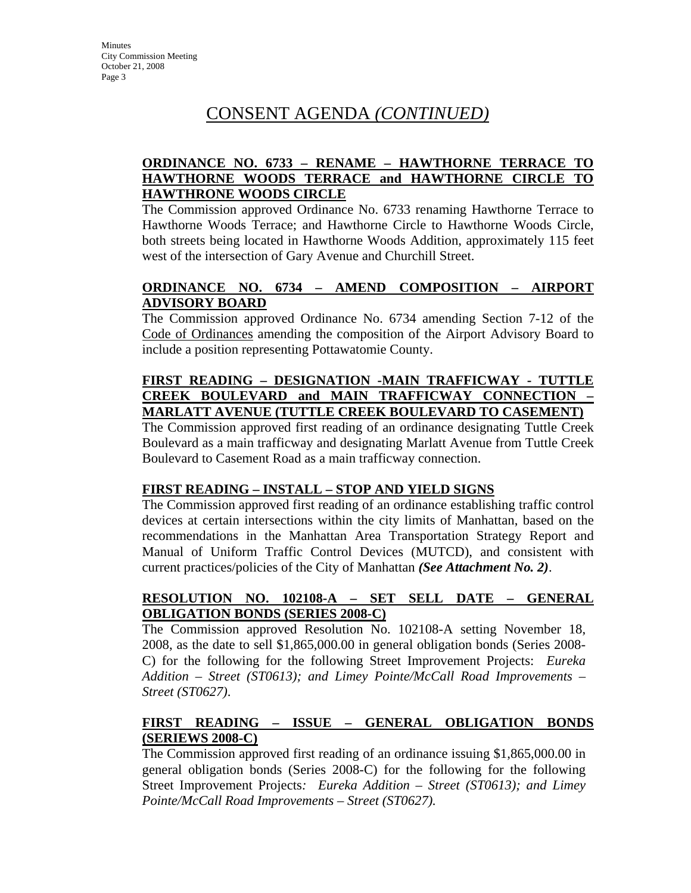# CONSENT AGENDA *(CONTINUED)*

**ORDINANCE NO. 6733 – RENAME – HAWTHORNE TERRACE TO HAWTHORNE WOODS TERRACE and HAWTHORNE CIRCLE TO HAWTHRONE WOODS CIRCLE**

The Commission approved Ordinance No. 6733 renaming Hawthorne Terrace to Hawthorne Woods Terrace; and Hawthorne Circle to Hawthorne Woods Circle, both streets being located in Hawthorne Woods Addition, approximately 115 feet west of the intersection of Gary Avenue and Churchill Street.

**ORDINANCE NO. 6734 – AMEND COMPOSITION – AIRPORT ADVISORY BOARD**

The Commission approved Ordinance No. 6734 amending Section 7-12 of the Code of Ordinances amending the composition of the Airport Advisory Board to include a position representing Pottawatomie County.

**FIRST READING – DESIGNATION -MAIN TRAFFICWAY - TUTTLE CREEK BOULEVARD and MAIN TRAFFICWAY CONNECTION – MARLATT AVENUE (TUTTLE CREEK BOULEVARD TO CASEMENT)**

The Commission approved first reading of an ordinance designating Tuttle Creek Boulevard as a main trafficway and designating Marlatt Avenue from Tuttle Creek Boulevard to Casement Road as a main trafficway connection.

**FIRST READING – INSTALL – STOP AND YIELD SIGNS**

The Commission approved first reading of an ordinance establishing traffic control devices at certain intersections within the city limits of Manhattan, based on the recommendations in the Manhattan Area Transportation Strategy Report and Manual of Uniform Traffic Control Devices (MUTCD), and consistent with current practices/policies of the City of Manhattan ***(See Attachment No. 2)***.

**RESOLUTION NO. 102108-A – SET SELL DATE – GENERAL OBLIGATION BONDS (SERIES 2008-C)**

The Commission approved Resolution No. 102108-A setting November 18, 2008, as the date to sell $1,865,000.00 in general obligation bonds (Series 2008-C) for the following for the following Street Improvement Projects: *Eureka Addition – Street (ST0613); and Limey Pointe/McCall Road Improvements – Street (ST0627)*.

**FIRST READING – ISSUE – GENERAL OBLIGATION BONDS (SERIEWS 2008-C)**

The Commission approved first reading of an ordinance issuing $1,865,000.00 in general obligation bonds (Series 2008-C) for the following for the following Street Improvement Projects*: Eureka Addition – Street (ST0613); and Limey Pointe/McCall Road Improvements – Street (ST0627).*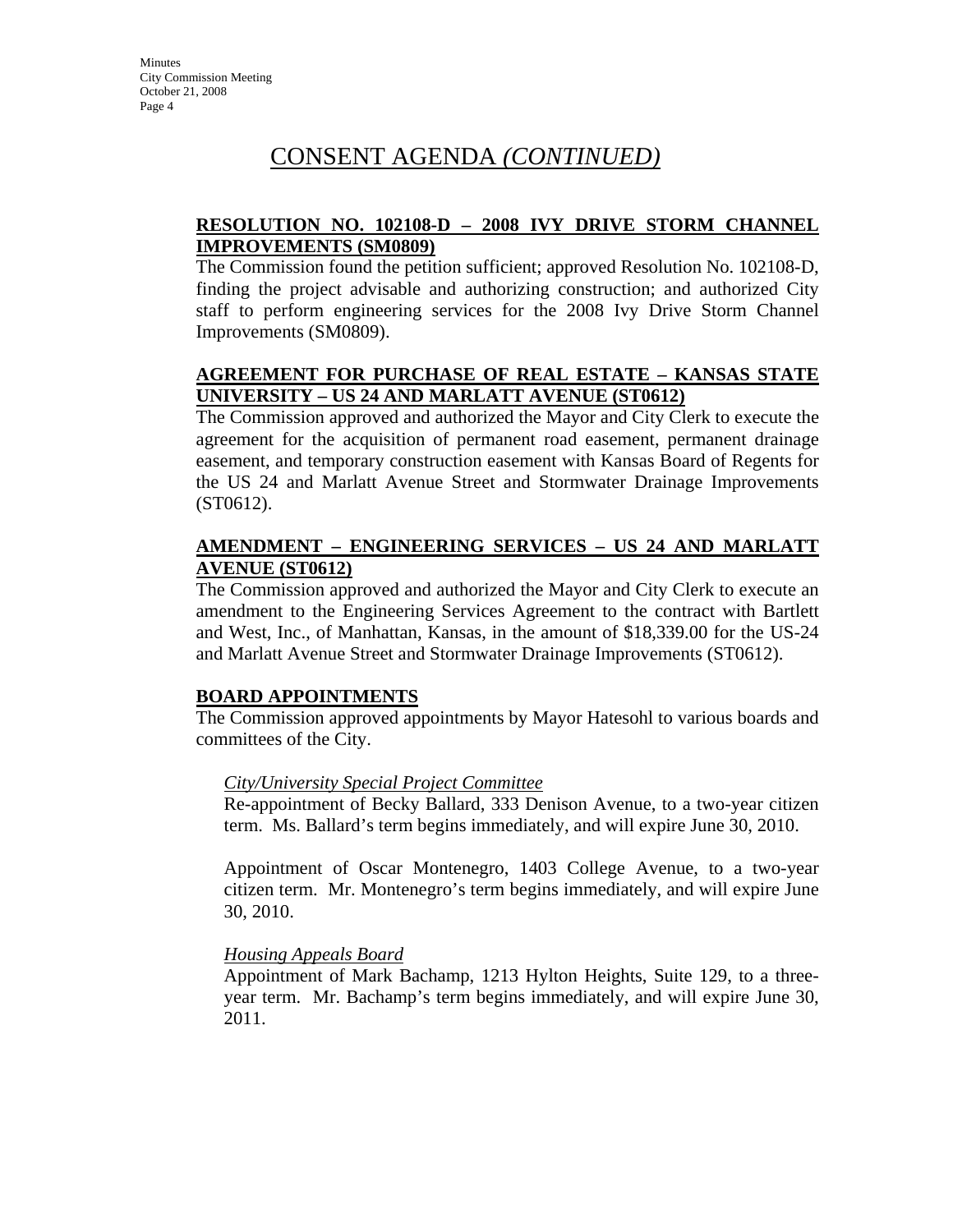# CONSENT AGENDA *(CONTINUED)*

**RESOLUTION NO. 102108-D – 2008 IVY DRIVE STORM CHANNEL IMPROVEMENTS (SM0809)**

The Commission found the petition sufficient; approved Resolution No. 102108-D, finding the project advisable and authorizing construction; and authorized City staff to perform engineering services for the 2008 Ivy Drive Storm Channel Improvements (SM0809).

**AGREEMENT FOR PURCHASE OF REAL ESTATE – KANSAS STATE UNIVERSITY – US 24 AND MARLATT AVENUE (ST0612)**

The Commission approved and authorized the Mayor and City Clerk to execute the agreement for the acquisition of permanent road easement, permanent drainage easement, and temporary construction easement with Kansas Board of Regents for the US 24 and Marlatt Avenue Street and Stormwater Drainage Improvements (ST0612).

**AMENDMENT – ENGINEERING SERVICES – US 24 AND MARLATT AVENUE (ST0612)**

The Commission approved and authorized the Mayor and City Clerk to execute an amendment to the Engineering Services Agreement to the contract with Bartlett and West, Inc., of Manhattan, Kansas, in the amount of $18,339.00 for the US-24 and Marlatt Avenue Street and Stormwater Drainage Improvements (ST0612).

**BOARD APPOINTMENTS**

The Commission approved appointments by Mayor Hatesohl to various boards and committees of the City.

*City/University Special Project Committee*

Re-appointment of Becky Ballard, 333 Denison Avenue, to a two-year citizen term. Ms. Ballard's term begins immediately, and will expire June 30, 2010.

Appointment of Oscar Montenegro, 1403 College Avenue, to a two-year citizen term. Mr. Montenegro's term begins immediately, and will expire June 30, 2010.

*Housing Appeals Board*

Appointment of Mark Bachamp, 1213 Hylton Heights, Suite 129, to a three-year term. Mr. Bachamp's term begins immediately, and will expire June 30, 2011.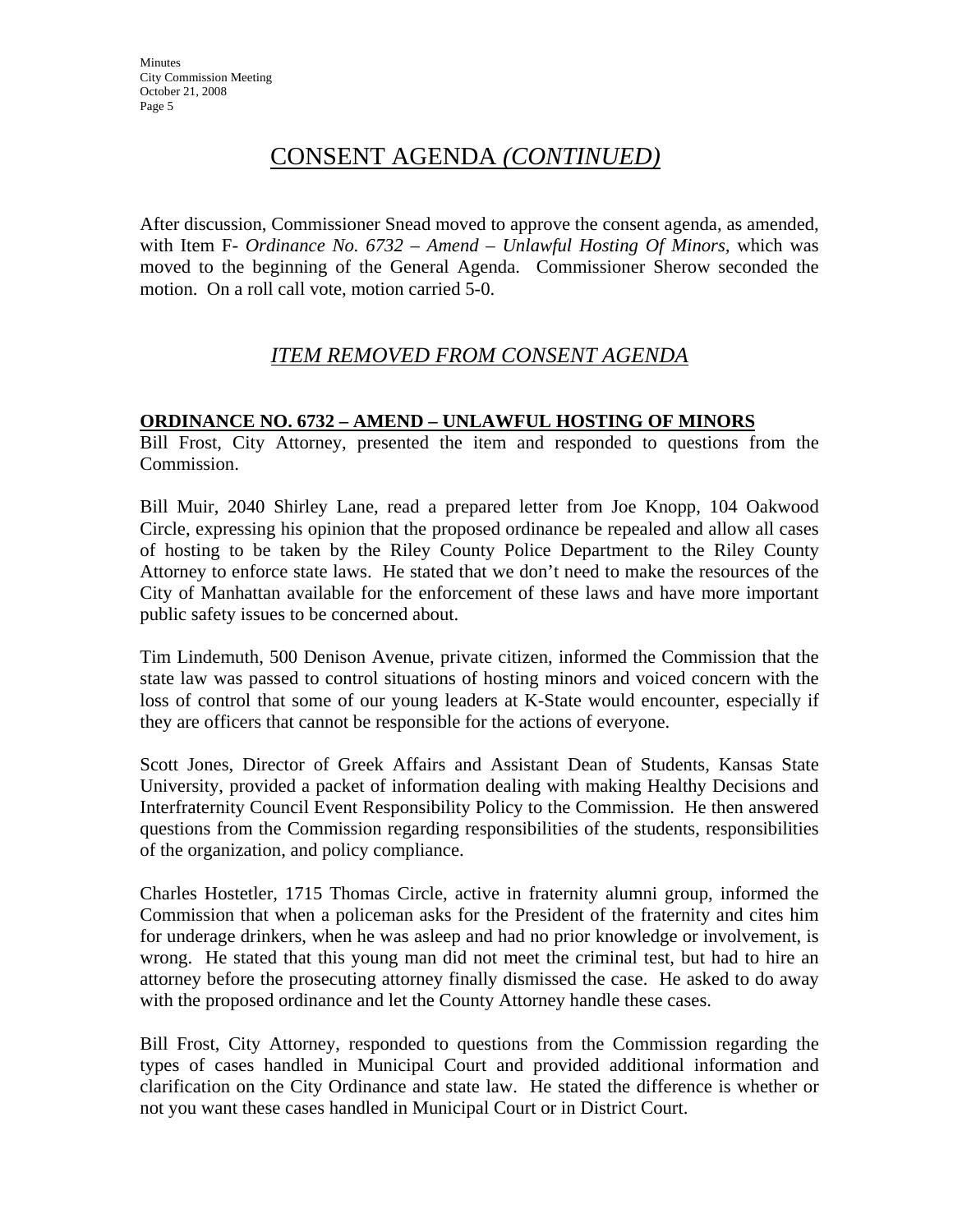# CONSENT AGENDA *(CONTINUED)*

After discussion, Commissioner Snead moved to approve the consent agenda, as amended, with Item F- *Ordinance No. 6732 – Amend – Unlawful Hosting Of Minors,* which was moved to the beginning of the General Agenda. Commissioner Sherow seconded the motion. On a roll call vote, motion carried 5-0.

## *ITEM REMOVED FROM CONSENT AGENDA*

**ORDINANCE NO. 6732 – AMEND – UNLAWFUL HOSTING OF MINORS**

Bill Frost, City Attorney, presented the item and responded to questions from the Commission.

Bill Muir, 2040 Shirley Lane, read a prepared letter from Joe Knopp, 104 Oakwood Circle, expressing his opinion that the proposed ordinance be repealed and allow all cases of hosting to be taken by the Riley County Police Department to the Riley County Attorney to enforce state laws. He stated that we don't need to make the resources of the City of Manhattan available for the enforcement of these laws and have more important public safety issues to be concerned about.

Tim Lindemuth, 500 Denison Avenue, private citizen, informed the Commission that the state law was passed to control situations of hosting minors and voiced concern with the loss of control that some of our young leaders at K-State would encounter, especially if they are officers that cannot be responsible for the actions of everyone.

Scott Jones, Director of Greek Affairs and Assistant Dean of Students, Kansas State University, provided a packet of information dealing with making Healthy Decisions and Interfraternity Council Event Responsibility Policy to the Commission. He then answered questions from the Commission regarding responsibilities of the students, responsibilities of the organization, and policy compliance.

Charles Hostetler, 1715 Thomas Circle, active in fraternity alumni group, informed the Commission that when a policeman asks for the President of the fraternity and cites him for underage drinkers, when he was asleep and had no prior knowledge or involvement, is wrong. He stated that this young man did not meet the criminal test, but had to hire an attorney before the prosecuting attorney finally dismissed the case. He asked to do away with the proposed ordinance and let the County Attorney handle these cases.

Bill Frost, City Attorney, responded to questions from the Commission regarding the types of cases handled in Municipal Court and provided additional information and clarification on the City Ordinance and state law. He stated the difference is whether or not you want these cases handled in Municipal Court or in District Court.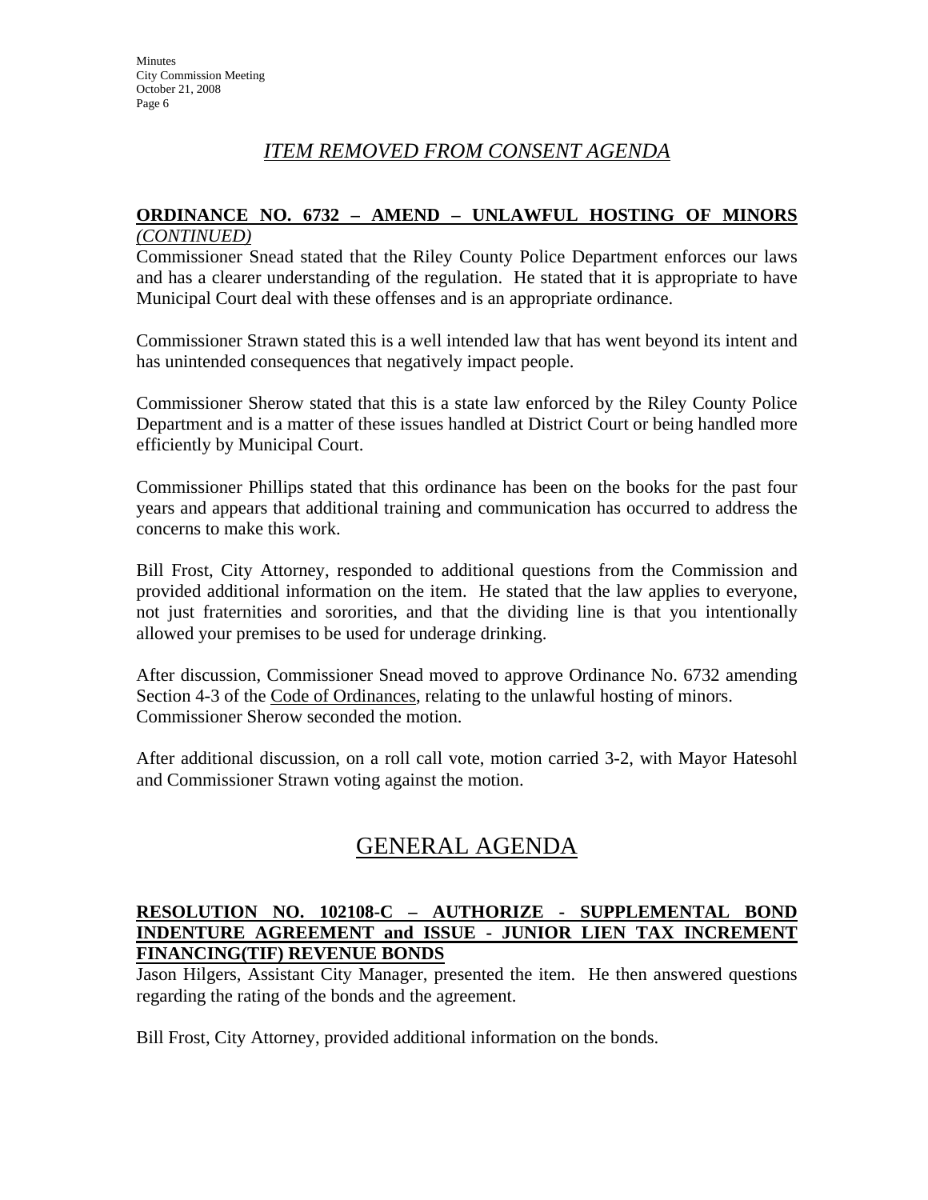## *ITEM REMOVED FROM CONSENT AGENDA*

**ORDINANCE NO. 6732 – AMEND – UNLAWFUL HOSTING OF MINORS** *(CONTINUED)*

Commissioner Snead stated that the Riley County Police Department enforces our laws and has a clearer understanding of the regulation. He stated that it is appropriate to have Municipal Court deal with these offenses and is an appropriate ordinance.

Commissioner Strawn stated this is a well intended law that has went beyond its intent and has unintended consequences that negatively impact people.

Commissioner Sherow stated that this is a state law enforced by the Riley County Police Department and is a matter of these issues handled at District Court or being handled more efficiently by Municipal Court.

Commissioner Phillips stated that this ordinance has been on the books for the past four years and appears that additional training and communication has occurred to address the concerns to make this work.

Bill Frost, City Attorney, responded to additional questions from the Commission and provided additional information on the item. He stated that the law applies to everyone, not just fraternities and sororities, and that the dividing line is that you intentionally allowed your premises to be used for underage drinking.

After discussion, Commissioner Snead moved to approve Ordinance No. 6732 amending Section 4-3 of the Code of Ordinances, relating to the unlawful hosting of minors. Commissioner Sherow seconded the motion.

After additional discussion, on a roll call vote, motion carried 3-2, with Mayor Hatesohl and Commissioner Strawn voting against the motion.

# GENERAL AGENDA

**RESOLUTION NO. 102108-C – AUTHORIZE - SUPPLEMENTAL BOND INDENTURE AGREEMENT and ISSUE - JUNIOR LIEN TAX INCREMENT FINANCING(TIF) REVENUE BONDS**

Jason Hilgers, Assistant City Manager, presented the item. He then answered questions regarding the rating of the bonds and the agreement.

Bill Frost, City Attorney, provided additional information on the bonds.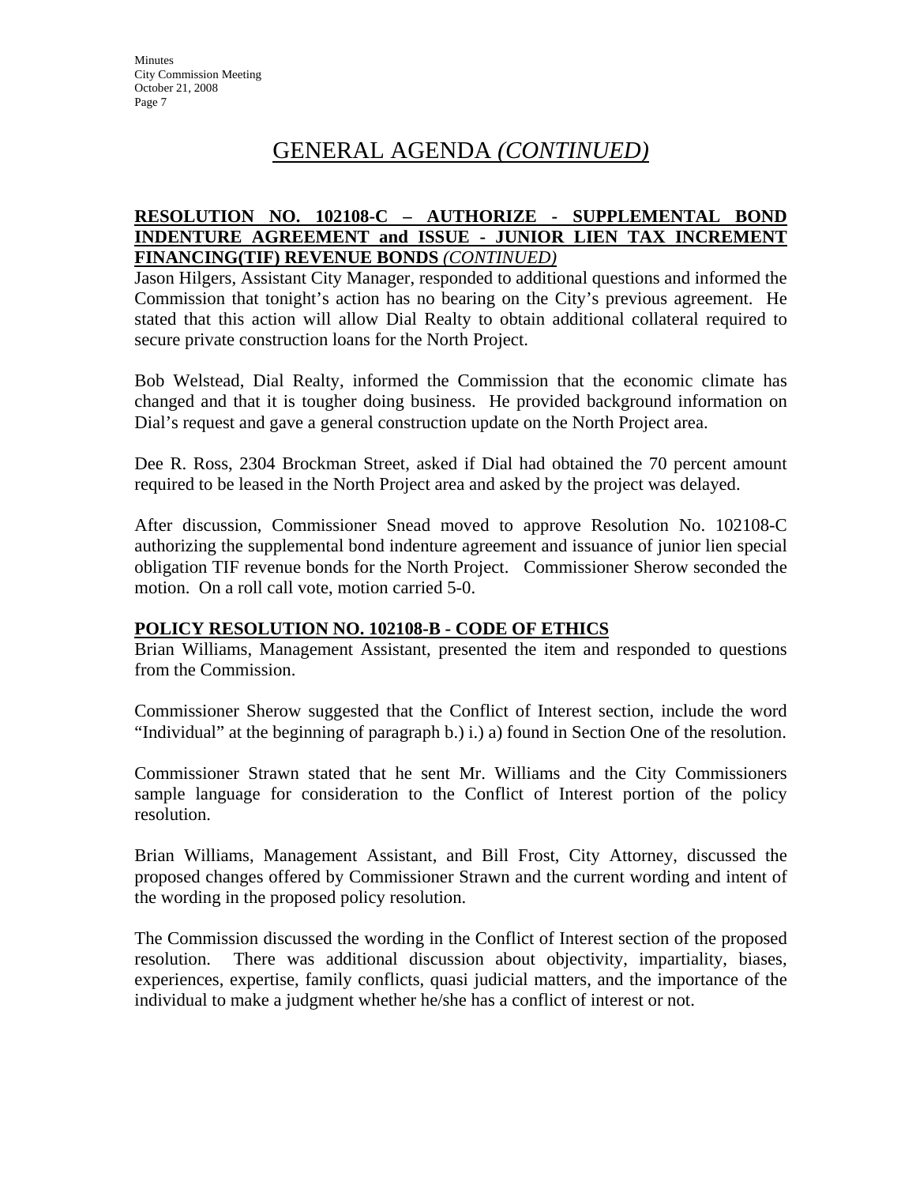# GENERAL AGENDA *(CONTINUED)*

**RESOLUTION NO. 102108-C – AUTHORIZE - SUPPLEMENTAL BOND INDENTURE AGREEMENT and ISSUE - JUNIOR LIEN TAX INCREMENT FINANCING(TIF) REVENUE BONDS** ***(CONTINUED)***

Jason Hilgers, Assistant City Manager, responded to additional questions and informed the Commission that tonight's action has no bearing on the City's previous agreement. He stated that this action will allow Dial Realty to obtain additional collateral required to secure private construction loans for the North Project.

Bob Welstead, Dial Realty, informed the Commission that the economic climate has changed and that it is tougher doing business. He provided background information on Dial's request and gave a general construction update on the North Project area.

Dee R. Ross, 2304 Brockman Street, asked if Dial had obtained the 70 percent amount required to be leased in the North Project area and asked by the project was delayed.

After discussion, Commissioner Snead moved to approve Resolution No. 102108-C authorizing the supplemental bond indenture agreement and issuance of junior lien special obligation TIF revenue bonds for the North Project. Commissioner Sherow seconded the motion. On a roll call vote, motion carried 5-0.

**POLICY RESOLUTION NO. 102108-B - CODE OF ETHICS**

Brian Williams, Management Assistant, presented the item and responded to questions from the Commission.

Commissioner Sherow suggested that the Conflict of Interest section, include the word "Individual" at the beginning of paragraph b.) i.) a) found in Section One of the resolution.

Commissioner Strawn stated that he sent Mr. Williams and the City Commissioners sample language for consideration to the Conflict of Interest portion of the policy resolution.

Brian Williams, Management Assistant, and Bill Frost, City Attorney, discussed the proposed changes offered by Commissioner Strawn and the current wording and intent of the wording in the proposed policy resolution.

The Commission discussed the wording in the Conflict of Interest section of the proposed resolution. There was additional discussion about objectivity, impartiality, biases, experiences, expertise, family conflicts, quasi judicial matters, and the importance of the individual to make a judgment whether he/she has a conflict of interest or not.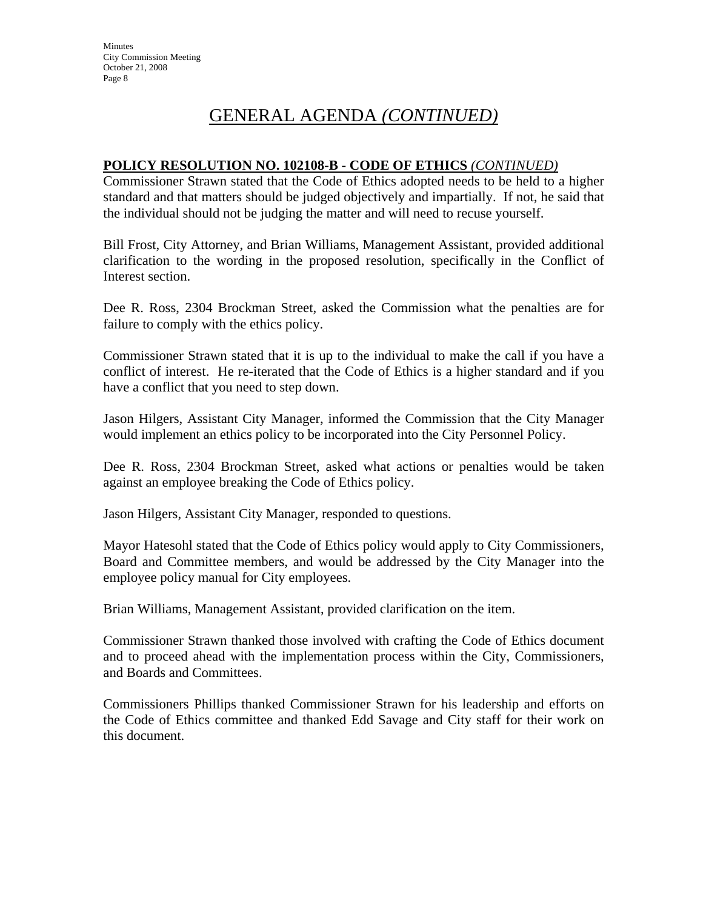# GENERAL AGENDA *(CONTINUED)*

**POLICY RESOLUTION NO. 102108-B - CODE OF ETHICS** *(CONTINUED)*

Commissioner Strawn stated that the Code of Ethics adopted needs to be held to a higher standard and that matters should be judged objectively and impartially. If not, he said that the individual should not be judging the matter and will need to recuse yourself.

Bill Frost, City Attorney, and Brian Williams, Management Assistant, provided additional clarification to the wording in the proposed resolution, specifically in the Conflict of Interest section.

Dee R. Ross, 2304 Brockman Street, asked the Commission what the penalties are for failure to comply with the ethics policy.

Commissioner Strawn stated that it is up to the individual to make the call if you have a conflict of interest. He re-iterated that the Code of Ethics is a higher standard and if you have a conflict that you need to step down.

Jason Hilgers, Assistant City Manager, informed the Commission that the City Manager would implement an ethics policy to be incorporated into the City Personnel Policy.

Dee R. Ross, 2304 Brockman Street, asked what actions or penalties would be taken against an employee breaking the Code of Ethics policy.

Jason Hilgers, Assistant City Manager, responded to questions.

Mayor Hatesohl stated that the Code of Ethics policy would apply to City Commissioners, Board and Committee members, and would be addressed by the City Manager into the employee policy manual for City employees.

Brian Williams, Management Assistant, provided clarification on the item.

Commissioner Strawn thanked those involved with crafting the Code of Ethics document and to proceed ahead with the implementation process within the City, Commissioners, and Boards and Committees.

Commissioners Phillips thanked Commissioner Strawn for his leadership and efforts on the Code of Ethics committee and thanked Edd Savage and City staff for their work on this document.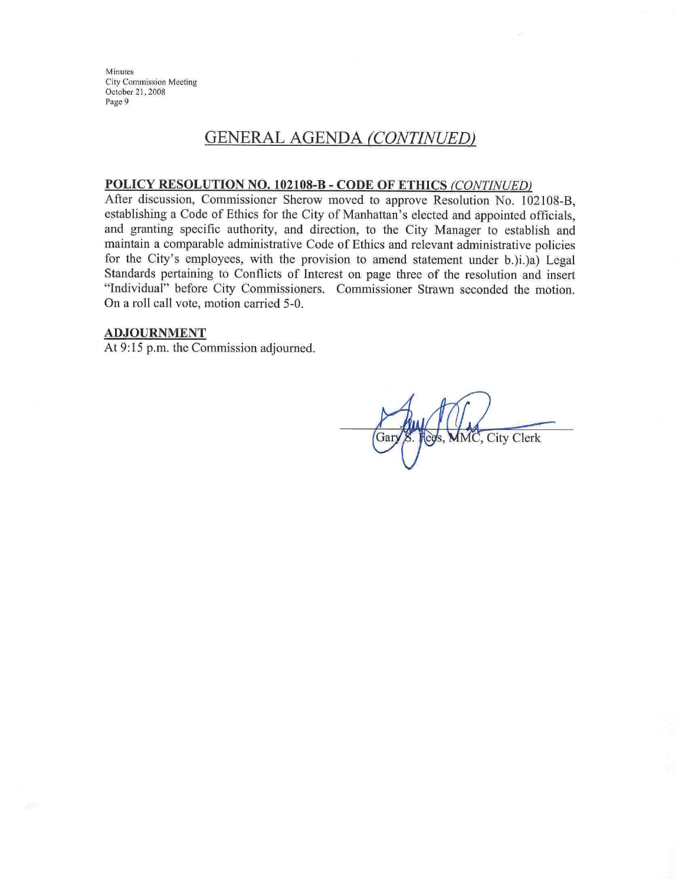## GENERAL AGENDA *(CONTINUED)*

**POLICY RESOLUTION NO. 102108-B - CODE OF ETHICS** ***(CONTINUED)***

After discussion, Commissioner Sherow moved to approve Resolution No. 102108-B, establishing a Code of Ethics for the City of Manhattan's elected and appointed officials, and granting specific authority, and direction, to the City Manager to establish and maintain a comparable administrative Code of Ethics and relevant administrative policies for the City's employees, with the provision to amend statement under b.)i.)a) Legal Standards pertaining to Conflicts of Interest on page three of the resolution and insert "Individual" before City Commissioners. Commissioner Strawn seconded the motion. On a roll call vote, motion carried 5-0.

**ADJOURNMENT**

At 9:15 p.m. the Commission adjourned.

Gary S. Fees, MMC, City Clerk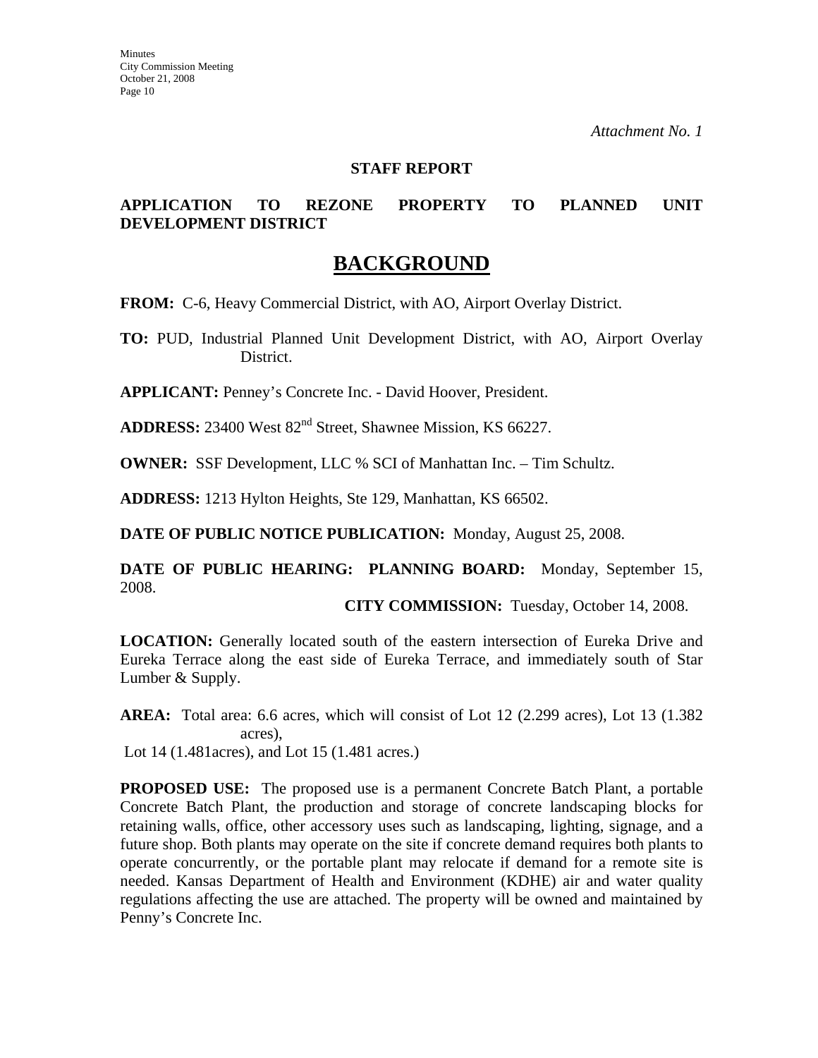*Attachment No. 1*

**STAFF REPORT**

**APPLICATION TO REZONE PROPERTY TO PLANNED UNIT DEVELOPMENT DISTRICT**

# BACKGROUND

**FROM:** C-6, Heavy Commercial District, with AO, Airport Overlay District.

**TO:** PUD, Industrial Planned Unit Development District, with AO, Airport Overlay District.

**APPLICANT:** Penney's Concrete Inc. - David Hoover, President.

**ADDRESS:** 23400 West 82nd Street, Shawnee Mission, KS 66227.

**OWNER:** SSF Development, LLC % SCI of Manhattan Inc. – Tim Schultz.

**ADDRESS:** 1213 Hylton Heights, Ste 129, Manhattan, KS 66502.

**DATE OF PUBLIC NOTICE PUBLICATION:** Monday, August 25, 2008.

**DATE OF PUBLIC HEARING: PLANNING BOARD:** Monday, September 15, 2008.

**CITY COMMISSION:** Tuesday, October 14, 2008.

**LOCATION:** Generally located south of the eastern intersection of Eureka Drive and Eureka Terrace along the east side of Eureka Terrace, and immediately south of Star Lumber & Supply.

**AREA:** Total area: 6.6 acres, which will consist of Lot 12 (2.299 acres), Lot 13 (1.382 acres), Lot 14 (1.481acres), and Lot 15 (1.481 acres.)

**PROPOSED USE:** The proposed use is a permanent Concrete Batch Plant, a portable Concrete Batch Plant, the production and storage of concrete landscaping blocks for retaining walls, office, other accessory uses such as landscaping, lighting, signage, and a future shop. Both plants may operate on the site if concrete demand requires both plants to operate concurrently, or the portable plant may relocate if demand for a remote site is needed. Kansas Department of Health and Environment (KDHE) air and water quality regulations affecting the use are attached. The property will be owned and maintained by Penny's Concrete Inc.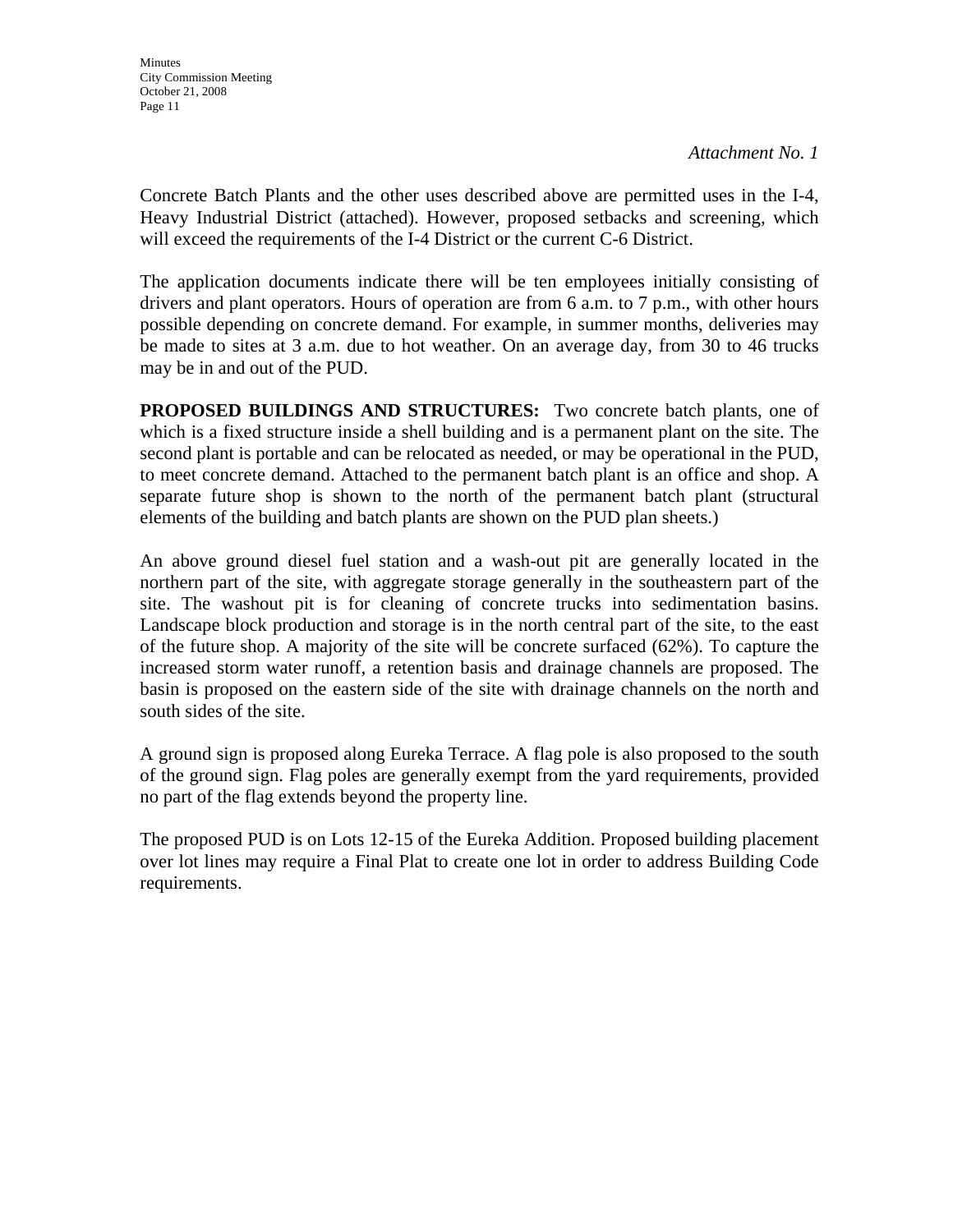*Attachment No. 1*

Concrete Batch Plants and the other uses described above are permitted uses in the I-4, Heavy Industrial District (attached). However, proposed setbacks and screening, which will exceed the requirements of the I-4 District or the current C-6 District.

The application documents indicate there will be ten employees initially consisting of drivers and plant operators. Hours of operation are from 6 a.m. to 7 p.m., with other hours possible depending on concrete demand. For example, in summer months, deliveries may be made to sites at 3 a.m. due to hot weather. On an average day, from 30 to 46 trucks may be in and out of the PUD.

**PROPOSED BUILDINGS AND STRUCTURES:** Two concrete batch plants, one of which is a fixed structure inside a shell building and is a permanent plant on the site. The second plant is portable and can be relocated as needed, or may be operational in the PUD, to meet concrete demand. Attached to the permanent batch plant is an office and shop. A separate future shop is shown to the north of the permanent batch plant (structural elements of the building and batch plants are shown on the PUD plan sheets.)

An above ground diesel fuel station and a wash-out pit are generally located in the northern part of the site, with aggregate storage generally in the southeastern part of the site. The washout pit is for cleaning of concrete trucks into sedimentation basins. Landscape block production and storage is in the north central part of the site, to the east of the future shop. A majority of the site will be concrete surfaced (62%). To capture the increased storm water runoff, a retention basis and drainage channels are proposed. The basin is proposed on the eastern side of the site with drainage channels on the north and south sides of the site.

A ground sign is proposed along Eureka Terrace. A flag pole is also proposed to the south of the ground sign. Flag poles are generally exempt from the yard requirements, provided no part of the flag extends beyond the property line.

The proposed PUD is on Lots 12-15 of the Eureka Addition. Proposed building placement over lot lines may require a Final Plat to create one lot in order to address Building Code requirements.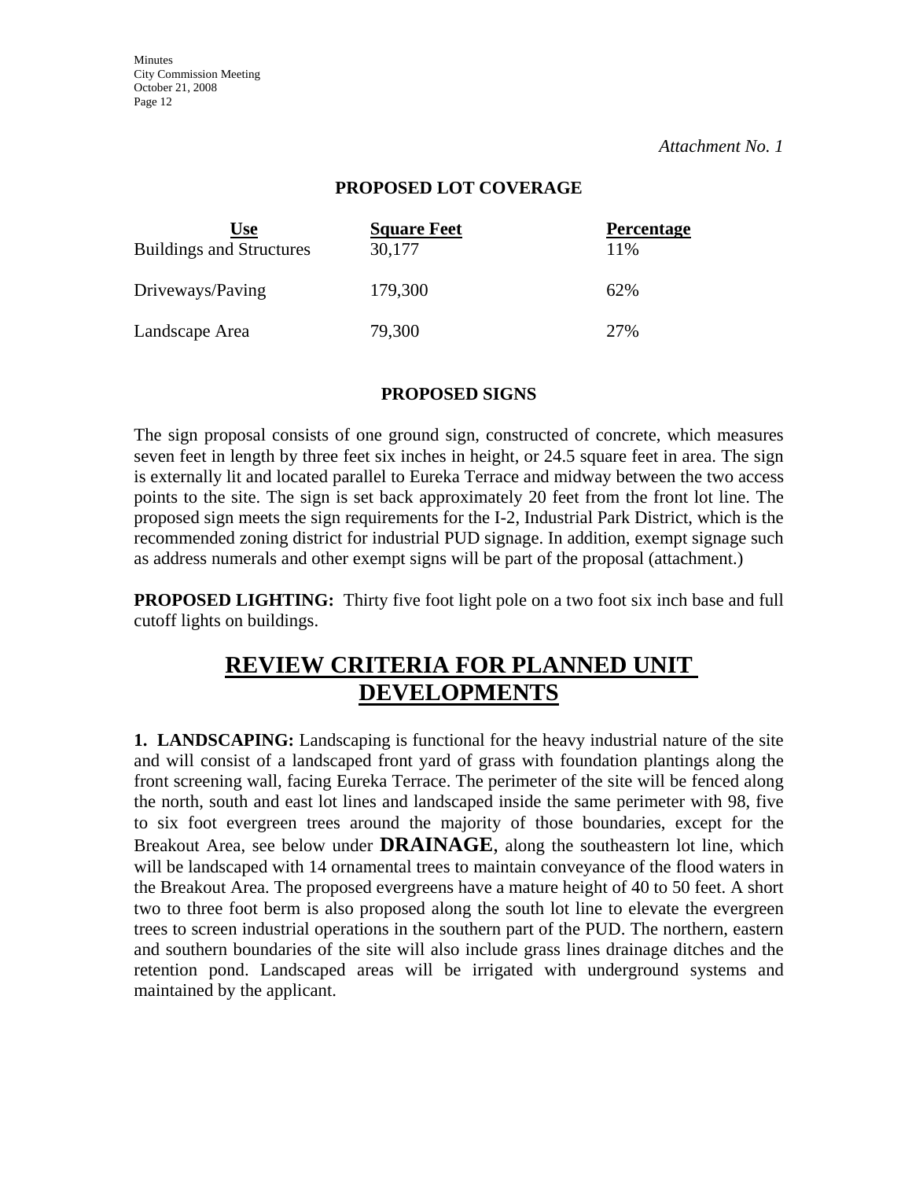*Attachment No. 1*

**PROPOSED LOT COVERAGE**

| Use | Square Feet | Percentage |
|---|---|---|
| Buildings and Structures | 30,177 | 11% |
| Driveways/Paving | 179,300 | 62% |
| Landscape Area | 79,300 | 27% |

**PROPOSED SIGNS**

The sign proposal consists of one ground sign, constructed of concrete, which measures seven feet in length by three feet six inches in height, or 24.5 square feet in area. The sign is externally lit and located parallel to Eureka Terrace and midway between the two access points to the site. The sign is set back approximately 20 feet from the front lot line. The proposed sign meets the sign requirements for the I-2, Industrial Park District, which is the recommended zoning district for industrial PUD signage. In addition, exempt signage such as address numerals and other exempt signs will be part of the proposal (attachment.)

**PROPOSED LIGHTING:** Thirty five foot light pole on a two foot six inch base and full cutoff lights on buildings.

# REVIEW CRITERIA FOR PLANNED UNIT DEVELOPMENTS

**1. LANDSCAPING:** Landscaping is functional for the heavy industrial nature of the site and will consist of a landscaped front yard of grass with foundation plantings along the front screening wall, facing Eureka Terrace. The perimeter of the site will be fenced along the north, south and east lot lines and landscaped inside the same perimeter with 98, five to six foot evergreen trees around the majority of those boundaries, except for the Breakout Area, see below under **DRAINAGE**, along the southeastern lot line, which will be landscaped with 14 ornamental trees to maintain conveyance of the flood waters in the Breakout Area. The proposed evergreens have a mature height of 40 to 50 feet. A short two to three foot berm is also proposed along the south lot line to elevate the evergreen trees to screen industrial operations in the southern part of the PUD. The northern, eastern and southern boundaries of the site will also include grass lines drainage ditches and the retention pond. Landscaped areas will be irrigated with underground systems and maintained by the applicant.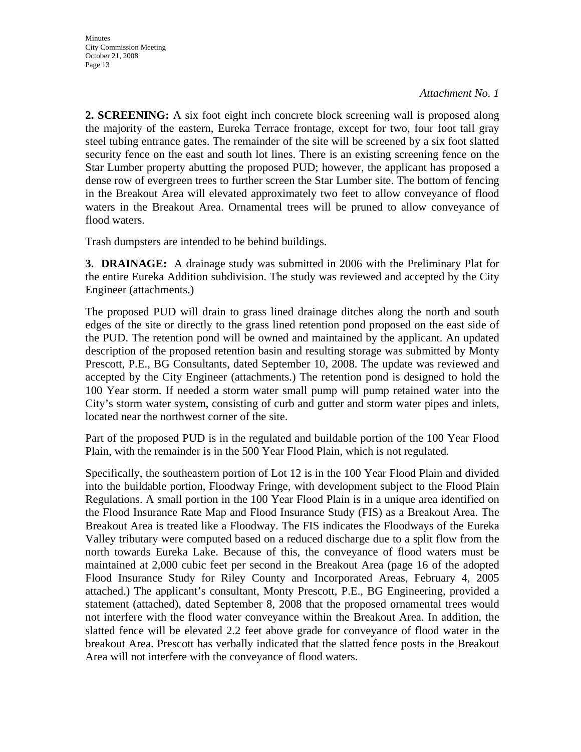*Attachment No. 1*

**2. SCREENING:** A six foot eight inch concrete block screening wall is proposed along the majority of the eastern, Eureka Terrace frontage, except for two, four foot tall gray steel tubing entrance gates. The remainder of the site will be screened by a six foot slatted security fence on the east and south lot lines. There is an existing screening fence on the Star Lumber property abutting the proposed PUD; however, the applicant has proposed a dense row of evergreen trees to further screen the Star Lumber site. The bottom of fencing in the Breakout Area will elevated approximately two feet to allow conveyance of flood waters in the Breakout Area. Ornamental trees will be pruned to allow conveyance of flood waters.

Trash dumpsters are intended to be behind buildings.

**3. DRAINAGE:** A drainage study was submitted in 2006 with the Preliminary Plat for the entire Eureka Addition subdivision. The study was reviewed and accepted by the City Engineer (attachments.)

The proposed PUD will drain to grass lined drainage ditches along the north and south edges of the site or directly to the grass lined retention pond proposed on the east side of the PUD. The retention pond will be owned and maintained by the applicant. An updated description of the proposed retention basin and resulting storage was submitted by Monty Prescott, P.E., BG Consultants, dated September 10, 2008. The update was reviewed and accepted by the City Engineer (attachments.) The retention pond is designed to hold the 100 Year storm. If needed a storm water small pump will pump retained water into the City's storm water system, consisting of curb and gutter and storm water pipes and inlets, located near the northwest corner of the site.

Part of the proposed PUD is in the regulated and buildable portion of the 100 Year Flood Plain, with the remainder is in the 500 Year Flood Plain, which is not regulated.

Specifically, the southeastern portion of Lot 12 is in the 100 Year Flood Plain and divided into the buildable portion, Floodway Fringe, with development subject to the Flood Plain Regulations. A small portion in the 100 Year Flood Plain is in a unique area identified on the Flood Insurance Rate Map and Flood Insurance Study (FIS) as a Breakout Area. The Breakout Area is treated like a Floodway. The FIS indicates the Floodways of the Eureka Valley tributary were computed based on a reduced discharge due to a split flow from the north towards Eureka Lake. Because of this, the conveyance of flood waters must be maintained at 2,000 cubic feet per second in the Breakout Area (page 16 of the adopted Flood Insurance Study for Riley County and Incorporated Areas, February 4, 2005 attached.) The applicant's consultant, Monty Prescott, P.E., BG Engineering, provided a statement (attached), dated September 8, 2008 that the proposed ornamental trees would not interfere with the flood water conveyance within the Breakout Area. In addition, the slatted fence will be elevated 2.2 feet above grade for conveyance of flood water in the breakout Area. Prescott has verbally indicated that the slatted fence posts in the Breakout Area will not interfere with the conveyance of flood waters.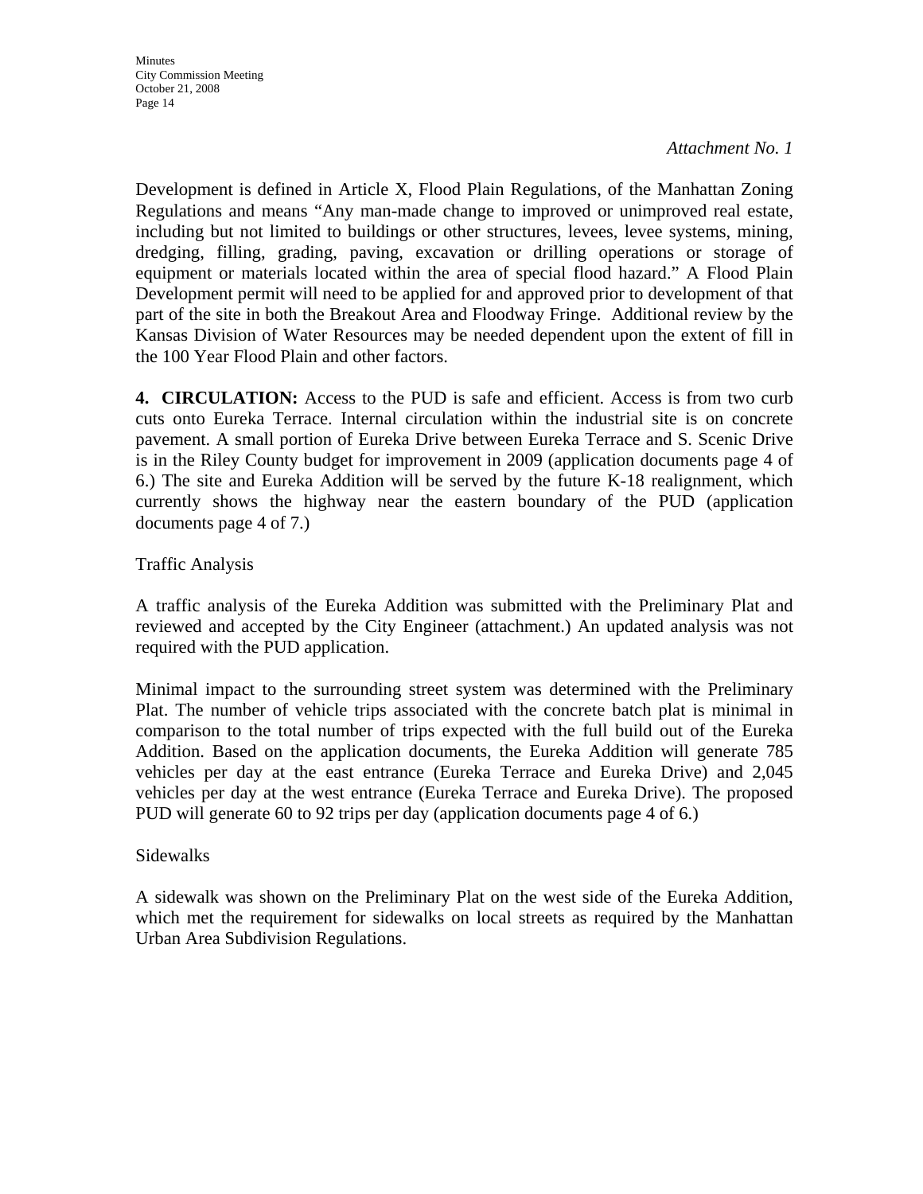*Attachment No. 1*

Development is defined in Article X, Flood Plain Regulations, of the Manhattan Zoning Regulations and means "Any man-made change to improved or unimproved real estate, including but not limited to buildings or other structures, levees, levee systems, mining, dredging, filling, grading, paving, excavation or drilling operations or storage of equipment or materials located within the area of special flood hazard." A Flood Plain Development permit will need to be applied for and approved prior to development of that part of the site in both the Breakout Area and Floodway Fringe. Additional review by the Kansas Division of Water Resources may be needed dependent upon the extent of fill in the 100 Year Flood Plain and other factors.

**4. CIRCULATION:** Access to the PUD is safe and efficient. Access is from two curb cuts onto Eureka Terrace. Internal circulation within the industrial site is on concrete pavement. A small portion of Eureka Drive between Eureka Terrace and S. Scenic Drive is in the Riley County budget for improvement in 2009 (application documents page 4 of 6.) The site and Eureka Addition will be served by the future K-18 realignment, which currently shows the highway near the eastern boundary of the PUD (application documents page 4 of 7.)

Traffic Analysis

A traffic analysis of the Eureka Addition was submitted with the Preliminary Plat and reviewed and accepted by the City Engineer (attachment.) An updated analysis was not required with the PUD application.

Minimal impact to the surrounding street system was determined with the Preliminary Plat. The number of vehicle trips associated with the concrete batch plat is minimal in comparison to the total number of trips expected with the full build out of the Eureka Addition. Based on the application documents, the Eureka Addition will generate 785 vehicles per day at the east entrance (Eureka Terrace and Eureka Drive) and 2,045 vehicles per day at the west entrance (Eureka Terrace and Eureka Drive). The proposed PUD will generate 60 to 92 trips per day (application documents page 4 of 6.)

Sidewalks

A sidewalk was shown on the Preliminary Plat on the west side of the Eureka Addition, which met the requirement for sidewalks on local streets as required by the Manhattan Urban Area Subdivision Regulations.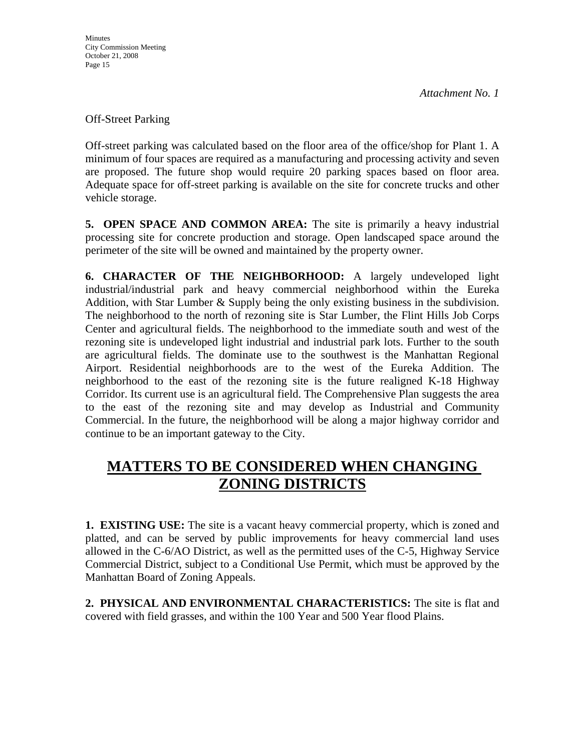*Attachment No. 1*

Off-Street Parking

Off-street parking was calculated based on the floor area of the office/shop for Plant 1. A minimum of four spaces are required as a manufacturing and processing activity and seven are proposed. The future shop would require 20 parking spaces based on floor area. Adequate space for off-street parking is available on the site for concrete trucks and other vehicle storage.

**5. OPEN SPACE AND COMMON AREA:** The site is primarily a heavy industrial processing site for concrete production and storage. Open landscaped space around the perimeter of the site will be owned and maintained by the property owner.

**6. CHARACTER OF THE NEIGHBORHOOD:** A largely undeveloped light industrial/industrial park and heavy commercial neighborhood within the Eureka Addition, with Star Lumber & Supply being the only existing business in the subdivision. The neighborhood to the north of rezoning site is Star Lumber, the Flint Hills Job Corps Center and agricultural fields. The neighborhood to the immediate south and west of the rezoning site is undeveloped light industrial and industrial park lots. Further to the south are agricultural fields. The dominate use to the southwest is the Manhattan Regional Airport. Residential neighborhoods are to the west of the Eureka Addition. The neighborhood to the east of the rezoning site is the future realigned K-18 Highway Corridor. Its current use is an agricultural field. The Comprehensive Plan suggests the area to the east of the rezoning site and may develop as Industrial and Community Commercial. In the future, the neighborhood will be along a major highway corridor and continue to be an important gateway to the City.

# MATTERS TO BE CONSIDERED WHEN CHANGING ZONING DISTRICTS

**1. EXISTING USE:** The site is a vacant heavy commercial property, which is zoned and platted, and can be served by public improvements for heavy commercial land uses allowed in the C-6/AO District, as well as the permitted uses of the C-5, Highway Service Commercial District, subject to a Conditional Use Permit, which must be approved by the Manhattan Board of Zoning Appeals.

**2. PHYSICAL AND ENVIRONMENTAL CHARACTERISTICS:** The site is flat and covered with field grasses, and within the 100 Year and 500 Year flood Plains.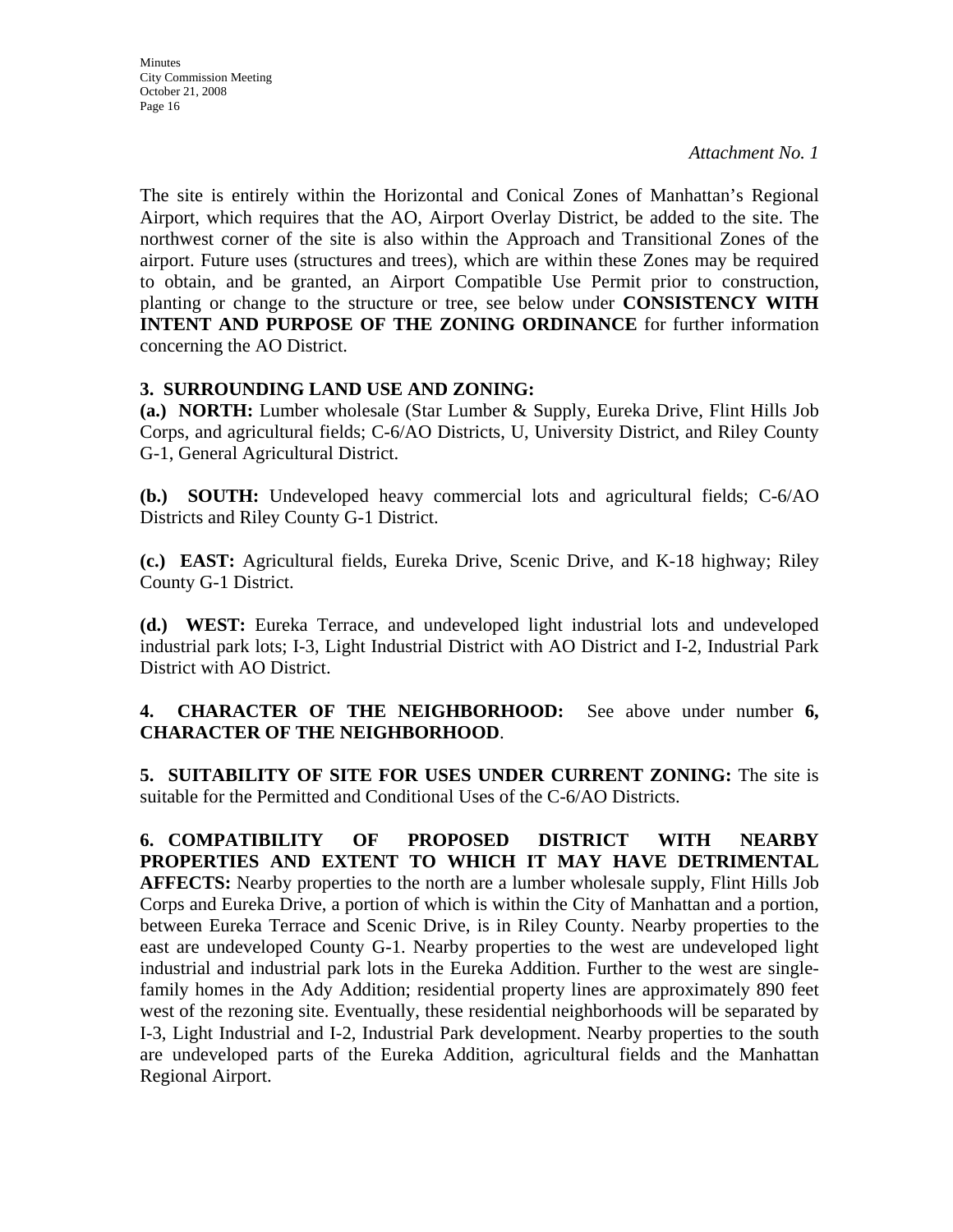*Attachment No. 1*

The site is entirely within the Horizontal and Conical Zones of Manhattan's Regional Airport, which requires that the AO, Airport Overlay District, be added to the site. The northwest corner of the site is also within the Approach and Transitional Zones of the airport. Future uses (structures and trees), which are within these Zones may be required to obtain, and be granted, an Airport Compatible Use Permit prior to construction, planting or change to the structure or tree, see below under **CONSISTENCY WITH INTENT AND PURPOSE OF THE ZONING ORDINANCE** for further information concerning the AO District.

**3. SURROUNDING LAND USE AND ZONING:**

**(a.) NORTH:** Lumber wholesale (Star Lumber & Supply, Eureka Drive, Flint Hills Job Corps, and agricultural fields; C-6/AO Districts, U, University District, and Riley County G-1, General Agricultural District.

**(b.) SOUTH:** Undeveloped heavy commercial lots and agricultural fields; C-6/AO Districts and Riley County G-1 District.

**(c.) EAST:** Agricultural fields, Eureka Drive, Scenic Drive, and K-18 highway; Riley County G-1 District.

**(d.) WEST:** Eureka Terrace, and undeveloped light industrial lots and undeveloped industrial park lots; I-3, Light Industrial District with AO District and I-2, Industrial Park District with AO District.

**4. CHARACTER OF THE NEIGHBORHOOD:** See above under number **6, CHARACTER OF THE NEIGHBORHOOD**.

**5. SUITABILITY OF SITE FOR USES UNDER CURRENT ZONING:** The site is suitable for the Permitted and Conditional Uses of the C-6/AO Districts.

**6. COMPATIBILITY OF PROPOSED DISTRICT WITH NEARBY PROPERTIES AND EXTENT TO WHICH IT MAY HAVE DETRIMENTAL AFFECTS:** Nearby properties to the north are a lumber wholesale supply, Flint Hills Job Corps and Eureka Drive, a portion of which is within the City of Manhattan and a portion, between Eureka Terrace and Scenic Drive, is in Riley County. Nearby properties to the east are undeveloped County G-1. Nearby properties to the west are undeveloped light industrial and industrial park lots in the Eureka Addition. Further to the west are single-family homes in the Ady Addition; residential property lines are approximately 890 feet west of the rezoning site. Eventually, these residential neighborhoods will be separated by I-3, Light Industrial and I-2, Industrial Park development. Nearby properties to the south are undeveloped parts of the Eureka Addition, agricultural fields and the Manhattan Regional Airport.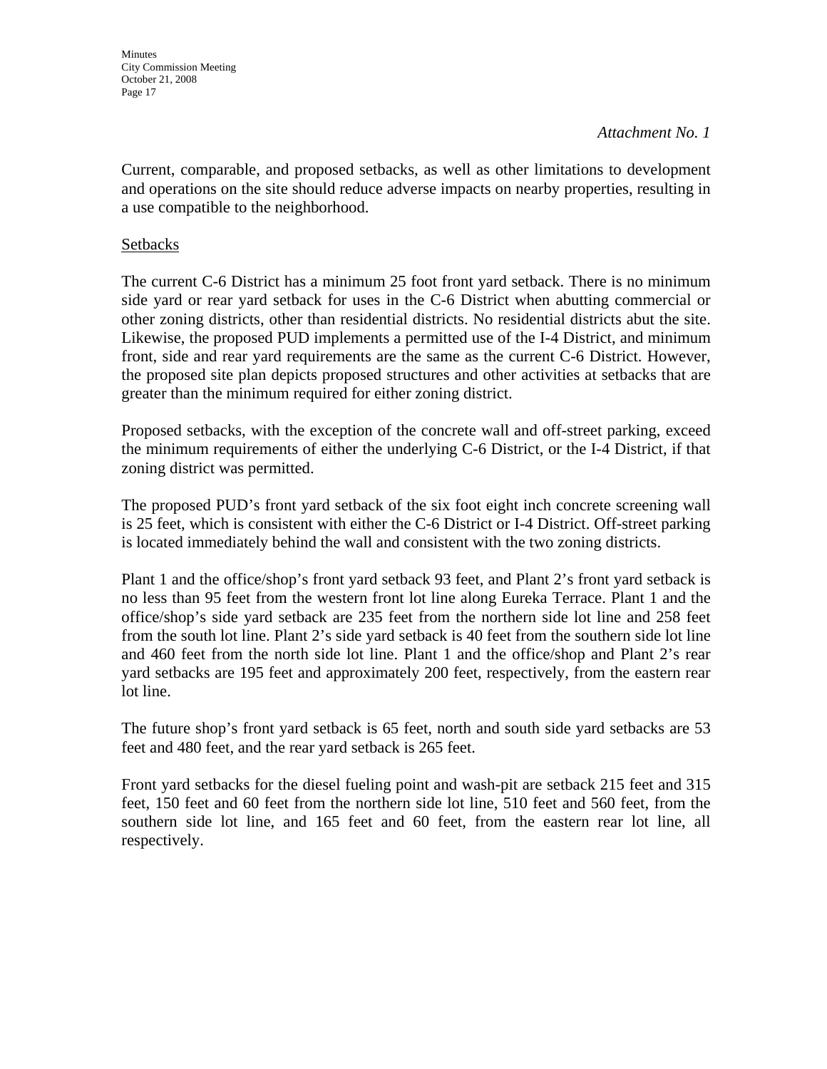*Attachment No. 1*

Current, comparable, and proposed setbacks, as well as other limitations to development and operations on the site should reduce adverse impacts on nearby properties, resulting in a use compatible to the neighborhood.

Setbacks

The current C-6 District has a minimum 25 foot front yard setback. There is no minimum side yard or rear yard setback for uses in the C-6 District when abutting commercial or other zoning districts, other than residential districts. No residential districts abut the site. Likewise, the proposed PUD implements a permitted use of the I-4 District, and minimum front, side and rear yard requirements are the same as the current C-6 District. However, the proposed site plan depicts proposed structures and other activities at setbacks that are greater than the minimum required for either zoning district.

Proposed setbacks, with the exception of the concrete wall and off-street parking, exceed the minimum requirements of either the underlying C-6 District, or the I-4 District, if that zoning district was permitted.

The proposed PUD's front yard setback of the six foot eight inch concrete screening wall is 25 feet, which is consistent with either the C-6 District or I-4 District. Off-street parking is located immediately behind the wall and consistent with the two zoning districts.

Plant 1 and the office/shop's front yard setback 93 feet, and Plant 2's front yard setback is no less than 95 feet from the western front lot line along Eureka Terrace. Plant 1 and the office/shop's side yard setback are 235 feet from the northern side lot line and 258 feet from the south lot line. Plant 2's side yard setback is 40 feet from the southern side lot line and 460 feet from the north side lot line. Plant 1 and the office/shop and Plant 2's rear yard setbacks are 195 feet and approximately 200 feet, respectively, from the eastern rear lot line.

The future shop's front yard setback is 65 feet, north and south side yard setbacks are 53 feet and 480 feet, and the rear yard setback is 265 feet.

Front yard setbacks for the diesel fueling point and wash-pit are setback 215 feet and 315 feet, 150 feet and 60 feet from the northern side lot line, 510 feet and 560 feet, from the southern side lot line, and 165 feet and 60 feet, from the eastern rear lot line, all respectively.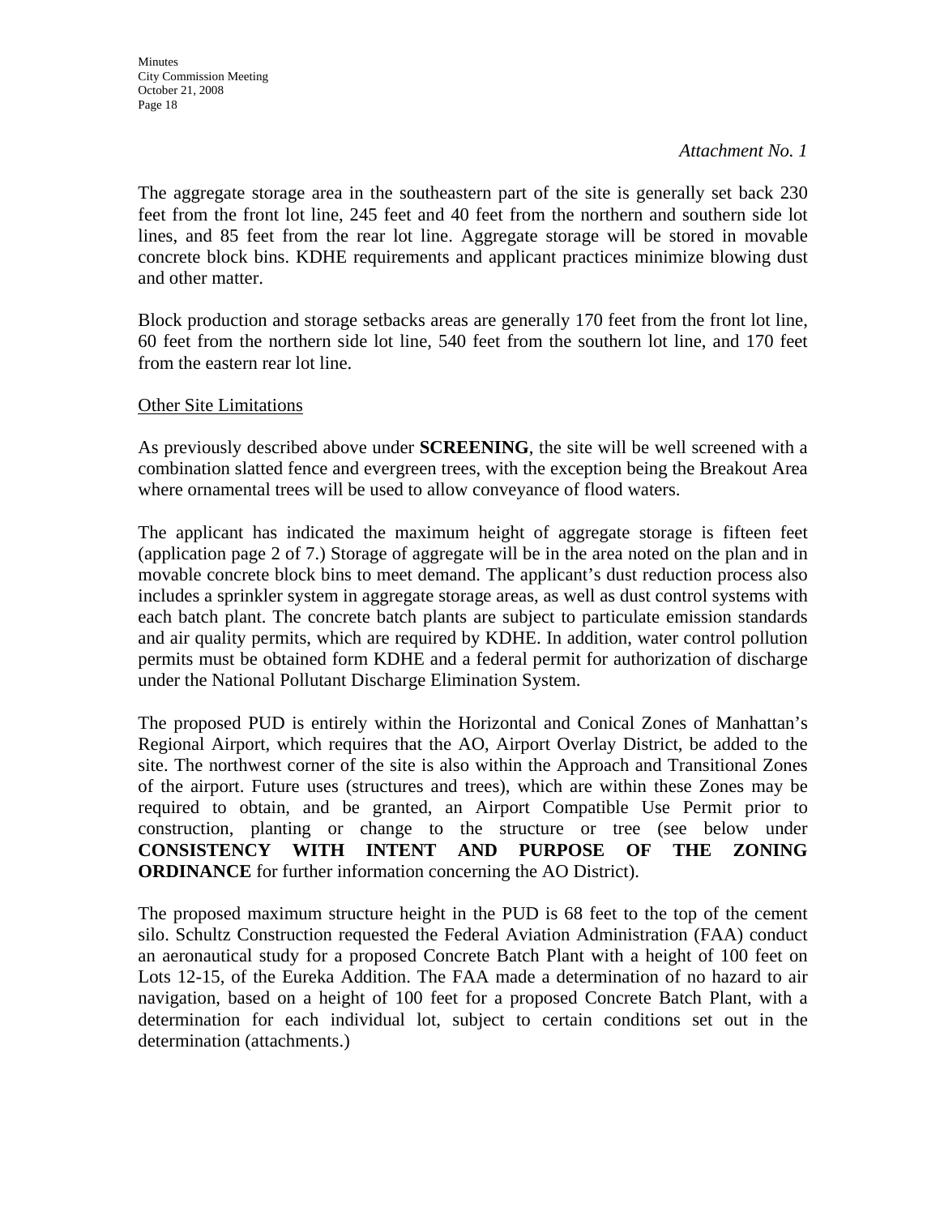*Attachment No. 1*

The aggregate storage area in the southeastern part of the site is generally set back 230 feet from the front lot line, 245 feet and 40 feet from the northern and southern side lot lines, and 85 feet from the rear lot line. Aggregate storage will be stored in movable concrete block bins. KDHE requirements and applicant practices minimize blowing dust and other matter.

Block production and storage setbacks areas are generally 170 feet from the front lot line, 60 feet from the northern side lot line, 540 feet from the southern lot line, and 170 feet from the eastern rear lot line.

<u>Other Site Limitations</u>

As previously described above under **SCREENING**, the site will be well screened with a combination slatted fence and evergreen trees, with the exception being the Breakout Area where ornamental trees will be used to allow conveyance of flood waters.

The applicant has indicated the maximum height of aggregate storage is fifteen feet (application page 2 of 7.) Storage of aggregate will be in the area noted on the plan and in movable concrete block bins to meet demand. The applicant's dust reduction process also includes a sprinkler system in aggregate storage areas, as well as dust control systems with each batch plant. The concrete batch plants are subject to particulate emission standards and air quality permits, which are required by KDHE. In addition, water control pollution permits must be obtained form KDHE and a federal permit for authorization of discharge under the National Pollutant Discharge Elimination System.

The proposed PUD is entirely within the Horizontal and Conical Zones of Manhattan's Regional Airport, which requires that the AO, Airport Overlay District, be added to the site. The northwest corner of the site is also within the Approach and Transitional Zones of the airport. Future uses (structures and trees), which are within these Zones may be required to obtain, and be granted, an Airport Compatible Use Permit prior to construction, planting or change to the structure or tree (see below under **CONSISTENCY WITH INTENT AND PURPOSE OF THE ZONING ORDINANCE** for further information concerning the AO District).

The proposed maximum structure height in the PUD is 68 feet to the top of the cement silo. Schultz Construction requested the Federal Aviation Administration (FAA) conduct an aeronautical study for a proposed Concrete Batch Plant with a height of 100 feet on Lots 12-15, of the Eureka Addition. The FAA made a determination of no hazard to air navigation, based on a height of 100 feet for a proposed Concrete Batch Plant, with a determination for each individual lot, subject to certain conditions set out in the determination (attachments.)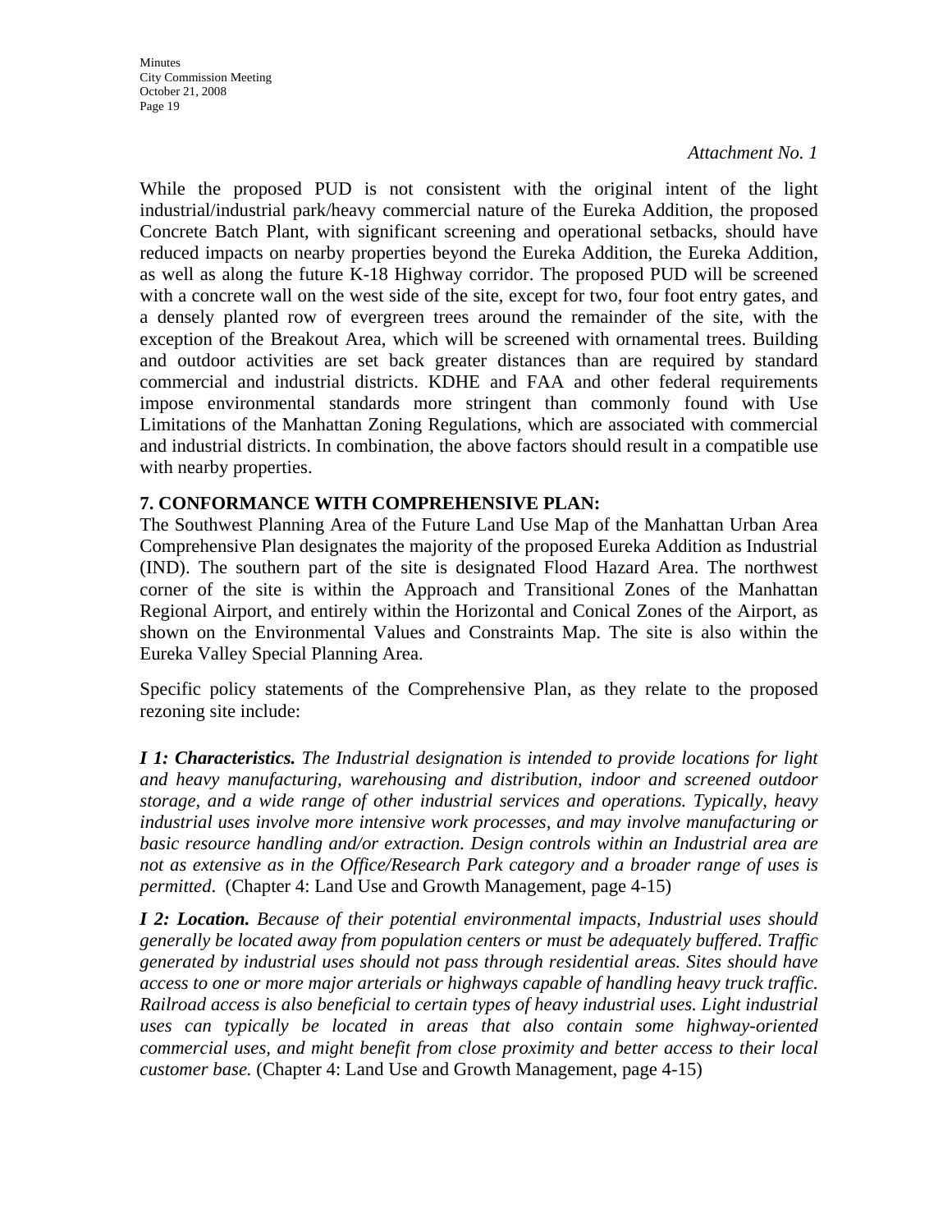*Attachment No. 1*

While the proposed PUD is not consistent with the original intent of the light industrial/industrial park/heavy commercial nature of the Eureka Addition, the proposed Concrete Batch Plant, with significant screening and operational setbacks, should have reduced impacts on nearby properties beyond the Eureka Addition, the Eureka Addition, as well as along the future K-18 Highway corridor. The proposed PUD will be screened with a concrete wall on the west side of the site, except for two, four foot entry gates, and a densely planted row of evergreen trees around the remainder of the site, with the exception of the Breakout Area, which will be screened with ornamental trees. Building and outdoor activities are set back greater distances than are required by standard commercial and industrial districts. KDHE and FAA and other federal requirements impose environmental standards more stringent than commonly found with Use Limitations of the Manhattan Zoning Regulations, which are associated with commercial and industrial districts. In combination, the above factors should result in a compatible use with nearby properties.

**7. CONFORMANCE WITH COMPREHENSIVE PLAN:**

The Southwest Planning Area of the Future Land Use Map of the Manhattan Urban Area Comprehensive Plan designates the majority of the proposed Eureka Addition as Industrial (IND). The southern part of the site is designated Flood Hazard Area. The northwest corner of the site is within the Approach and Transitional Zones of the Manhattan Regional Airport, and entirely within the Horizontal and Conical Zones of the Airport, as shown on the Environmental Values and Constraints Map. The site is also within the Eureka Valley Special Planning Area.

Specific policy statements of the Comprehensive Plan, as they relate to the proposed rezoning site include:

***I 1: Characteristics.*** *The Industrial designation is intended to provide locations for light and heavy manufacturing, warehousing and distribution, indoor and screened outdoor storage, and a wide range of other industrial services and operations. Typically, heavy industrial uses involve more intensive work processes, and may involve manufacturing or basic resource handling and/or extraction. Design controls within an Industrial area are not as extensive as in the Office/Research Park category and a broader range of uses is permitted*. (Chapter 4: Land Use and Growth Management, page 4-15)

***I 2: Location.*** *Because of their potential environmental impacts, Industrial uses should generally be located away from population centers or must be adequately buffered. Traffic generated by industrial uses should not pass through residential areas. Sites should have access to one or more major arterials or highways capable of handling heavy truck traffic. Railroad access is also beneficial to certain types of heavy industrial uses. Light industrial uses can typically be located in areas that also contain some highway-oriented commercial uses, and might benefit from close proximity and better access to their local customer base.* (Chapter 4: Land Use and Growth Management, page 4-15)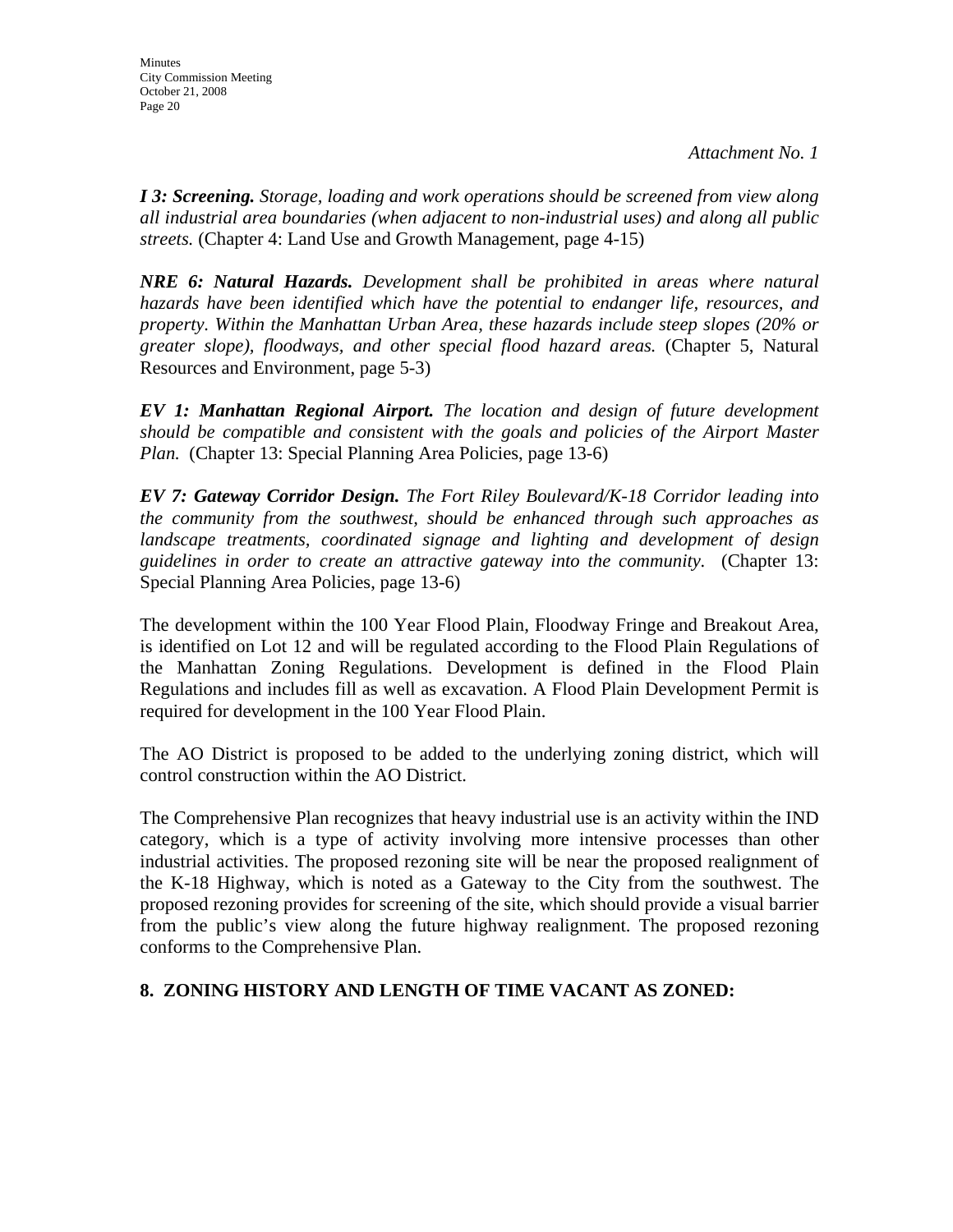*Attachment No. 1*

***I 3: Screening.*** *Storage, loading and work operations should be screened from view along all industrial area boundaries (when adjacent to non-industrial uses) and along all public streets.* (Chapter 4: Land Use and Growth Management, page 4-15)

***NRE 6: Natural Hazards.*** *Development shall be prohibited in areas where natural hazards have been identified which have the potential to endanger life, resources, and property. Within the Manhattan Urban Area, these hazards include steep slopes (20% or greater slope), floodways, and other special flood hazard areas.* (Chapter 5, Natural Resources and Environment, page 5-3)

***EV 1: Manhattan Regional Airport.*** *The location and design of future development should be compatible and consistent with the goals and policies of the Airport Master Plan.* (Chapter 13: Special Planning Area Policies, page 13-6)

***EV 7: Gateway Corridor Design.*** *The Fort Riley Boulevard/K-18 Corridor leading into the community from the southwest, should be enhanced through such approaches as landscape treatments, coordinated signage and lighting and development of design guidelines in order to create an attractive gateway into the community.* (Chapter 13: Special Planning Area Policies, page 13-6)

The development within the 100 Year Flood Plain, Floodway Fringe and Breakout Area, is identified on Lot 12 and will be regulated according to the Flood Plain Regulations of the Manhattan Zoning Regulations. Development is defined in the Flood Plain Regulations and includes fill as well as excavation. A Flood Plain Development Permit is required for development in the 100 Year Flood Plain.

The AO District is proposed to be added to the underlying zoning district, which will control construction within the AO District.

The Comprehensive Plan recognizes that heavy industrial use is an activity within the IND category, which is a type of activity involving more intensive processes than other industrial activities. The proposed rezoning site will be near the proposed realignment of the K-18 Highway, which is noted as a Gateway to the City from the southwest. The proposed rezoning provides for screening of the site, which should provide a visual barrier from the public's view along the future highway realignment. The proposed rezoning conforms to the Comprehensive Plan.

## 8. ZONING HISTORY AND LENGTH OF TIME VACANT AS ZONED: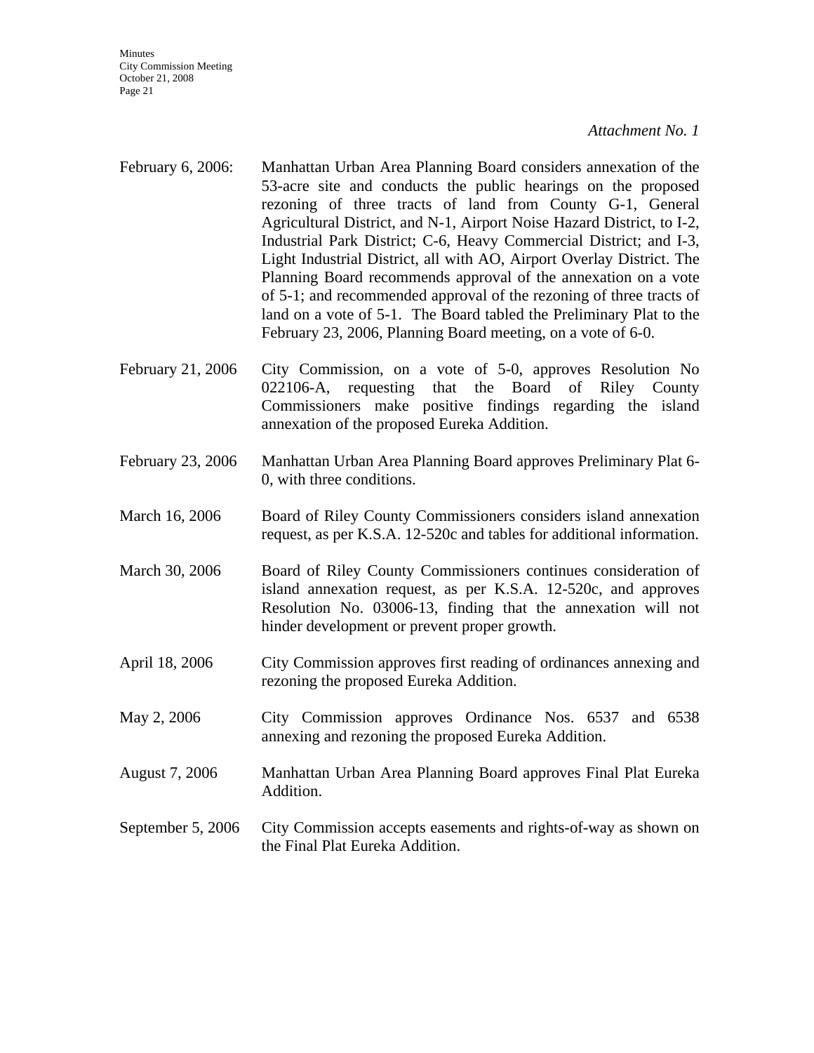*Attachment No. 1*

February 6, 2006: Manhattan Urban Area Planning Board considers annexation of the 53-acre site and conducts the public hearings on the proposed rezoning of three tracts of land from County G-1, General Agricultural District, and N-1, Airport Noise Hazard District, to I-2, Industrial Park District; C-6, Heavy Commercial District; and I-3, Light Industrial District, all with AO, Airport Overlay District. The Planning Board recommends approval of the annexation on a vote of 5-1; and recommended approval of the rezoning of three tracts of land on a vote of 5-1. The Board tabled the Preliminary Plat to the February 23, 2006, Planning Board meeting, on a vote of 6-0.

February 21, 2006 City Commission, on a vote of 5-0, approves Resolution No 022106-A, requesting that the Board of Riley County Commissioners make positive findings regarding the island annexation of the proposed Eureka Addition.

February 23, 2006 Manhattan Urban Area Planning Board approves Preliminary Plat 6-0, with three conditions.

March 16, 2006 Board of Riley County Commissioners considers island annexation request, as per K.S.A. 12-520c and tables for additional information.

March 30, 2006 Board of Riley County Commissioners continues consideration of island annexation request, as per K.S.A. 12-520c, and approves Resolution No. 03006-13, finding that the annexation will not hinder development or prevent proper growth.

April 18, 2006 City Commission approves first reading of ordinances annexing and rezoning the proposed Eureka Addition.

May 2, 2006 City Commission approves Ordinance Nos. 6537 and 6538 annexing and rezoning the proposed Eureka Addition.

August 7, 2006 Manhattan Urban Area Planning Board approves Final Plat Eureka Addition.

September 5, 2006 City Commission accepts easements and rights-of-way as shown on the Final Plat Eureka Addition.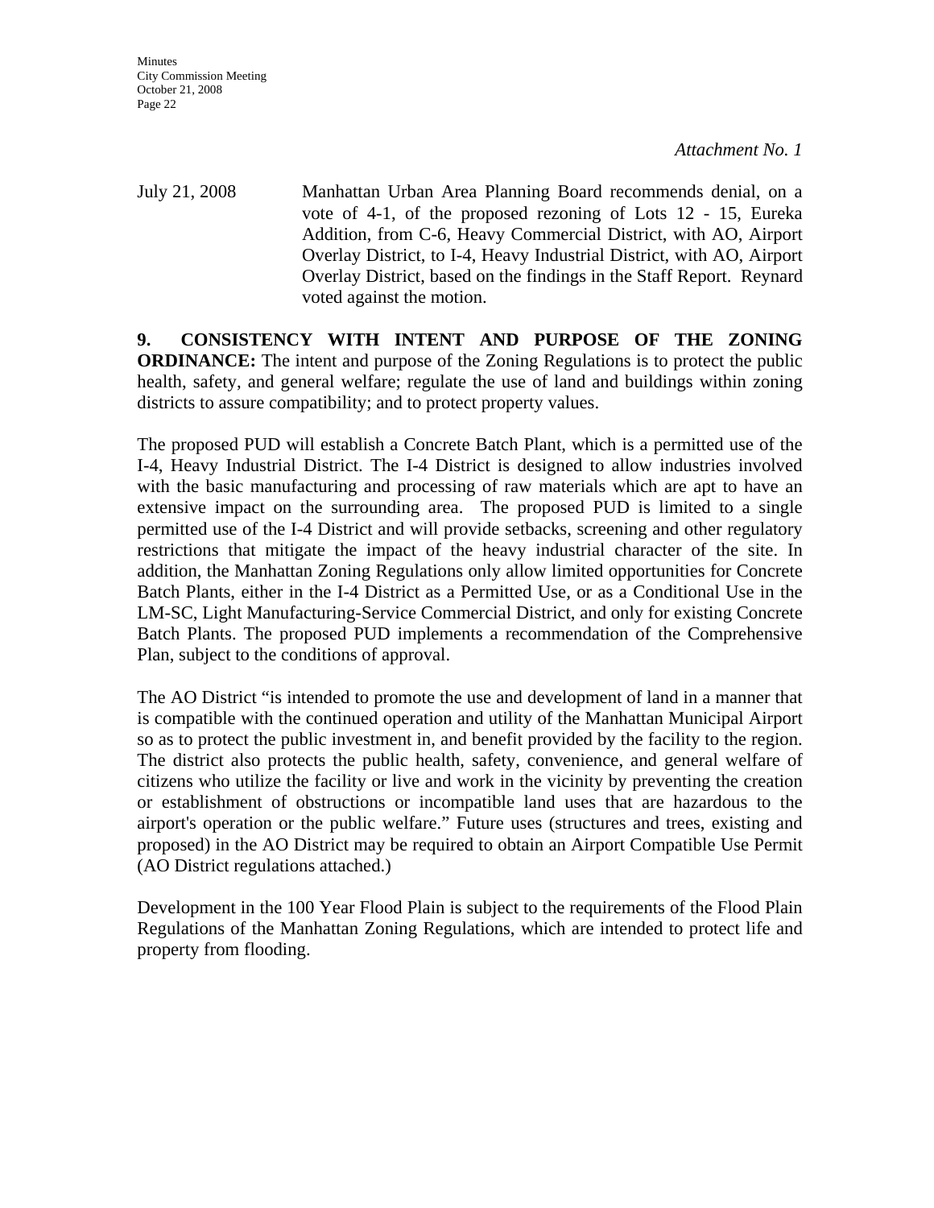*Attachment No. 1*

July 21, 2008 Manhattan Urban Area Planning Board recommends denial, on a vote of 4-1, of the proposed rezoning of Lots 12 - 15, Eureka Addition, from C-6, Heavy Commercial District, with AO, Airport Overlay District, to I-4, Heavy Industrial District, with AO, Airport Overlay District, based on the findings in the Staff Report. Reynard voted against the motion.

**9. CONSISTENCY WITH INTENT AND PURPOSE OF THE ZONING ORDINANCE:** The intent and purpose of the Zoning Regulations is to protect the public health, safety, and general welfare; regulate the use of land and buildings within zoning districts to assure compatibility; and to protect property values.

The proposed PUD will establish a Concrete Batch Plant, which is a permitted use of the I-4, Heavy Industrial District. The I-4 District is designed to allow industries involved with the basic manufacturing and processing of raw materials which are apt to have an extensive impact on the surrounding area. The proposed PUD is limited to a single permitted use of the I-4 District and will provide setbacks, screening and other regulatory restrictions that mitigate the impact of the heavy industrial character of the site. In addition, the Manhattan Zoning Regulations only allow limited opportunities for Concrete Batch Plants, either in the I-4 District as a Permitted Use, or as a Conditional Use in the LM-SC, Light Manufacturing-Service Commercial District, and only for existing Concrete Batch Plants. The proposed PUD implements a recommendation of the Comprehensive Plan, subject to the conditions of approval.

The AO District "is intended to promote the use and development of land in a manner that is compatible with the continued operation and utility of the Manhattan Municipal Airport so as to protect the public investment in, and benefit provided by the facility to the region. The district also protects the public health, safety, convenience, and general welfare of citizens who utilize the facility or live and work in the vicinity by preventing the creation or establishment of obstructions or incompatible land uses that are hazardous to the airport's operation or the public welfare." Future uses (structures and trees, existing and proposed) in the AO District may be required to obtain an Airport Compatible Use Permit (AO District regulations attached.)

Development in the 100 Year Flood Plain is subject to the requirements of the Flood Plain Regulations of the Manhattan Zoning Regulations, which are intended to protect life and property from flooding.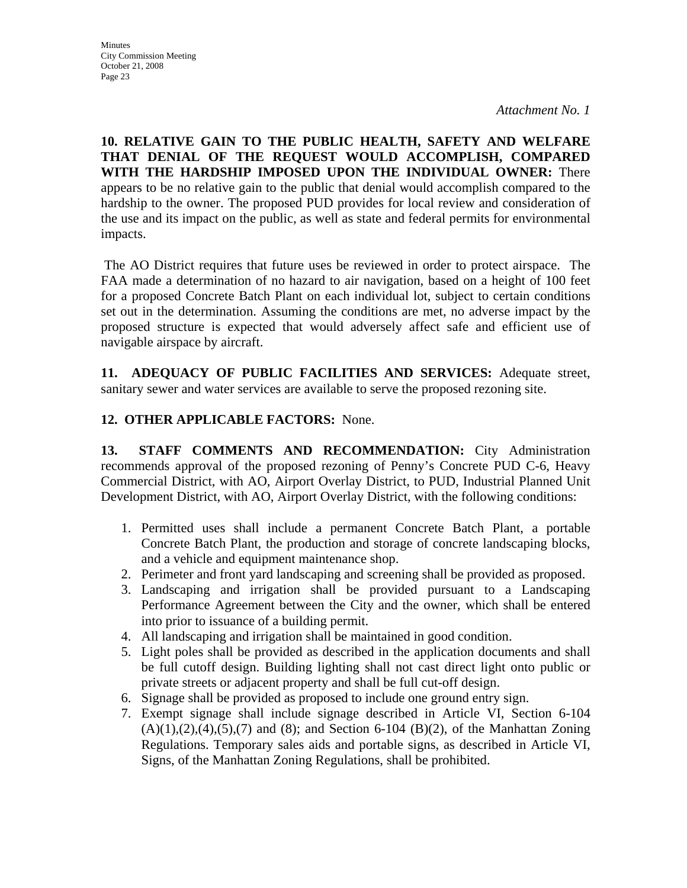*Attachment No. 1*

**10. RELATIVE GAIN TO THE PUBLIC HEALTH, SAFETY AND WELFARE THAT DENIAL OF THE REQUEST WOULD ACCOMPLISH, COMPARED WITH THE HARDSHIP IMPOSED UPON THE INDIVIDUAL OWNER:** There appears to be no relative gain to the public that denial would accomplish compared to the hardship to the owner. The proposed PUD provides for local review and consideration of the use and its impact on the public, as well as state and federal permits for environmental impacts.

The AO District requires that future uses be reviewed in order to protect airspace. The FAA made a determination of no hazard to air navigation, based on a height of 100 feet for a proposed Concrete Batch Plant on each individual lot, subject to certain conditions set out in the determination. Assuming the conditions are met, no adverse impact by the proposed structure is expected that would adversely affect safe and efficient use of navigable airspace by aircraft.

**11. ADEQUACY OF PUBLIC FACILITIES AND SERVICES:** Adequate street, sanitary sewer and water services are available to serve the proposed rezoning site.

**12. OTHER APPLICABLE FACTORS:** None.

**13. STAFF COMMENTS AND RECOMMENDATION:** City Administration recommends approval of the proposed rezoning of Penny's Concrete PUD C-6, Heavy Commercial District, with AO, Airport Overlay District, to PUD, Industrial Planned Unit Development District, with AO, Airport Overlay District, with the following conditions:

1. Permitted uses shall include a permanent Concrete Batch Plant, a portable Concrete Batch Plant, the production and storage of concrete landscaping blocks, and a vehicle and equipment maintenance shop.
2. Perimeter and front yard landscaping and screening shall be provided as proposed.
3. Landscaping and irrigation shall be provided pursuant to a Landscaping Performance Agreement between the City and the owner, which shall be entered into prior to issuance of a building permit.
4. All landscaping and irrigation shall be maintained in good condition.
5. Light poles shall be provided as described in the application documents and shall be full cutoff design. Building lighting shall not cast direct light onto public or private streets or adjacent property and shall be full cut-off design.
6. Signage shall be provided as proposed to include one ground entry sign.
7. Exempt signage shall include signage described in Article VI, Section 6-104 (A)(1),(2),(4),(5),(7) and (8); and Section 6-104 (B)(2), of the Manhattan Zoning Regulations. Temporary sales aids and portable signs, as described in Article VI, Signs, of the Manhattan Zoning Regulations, shall be prohibited.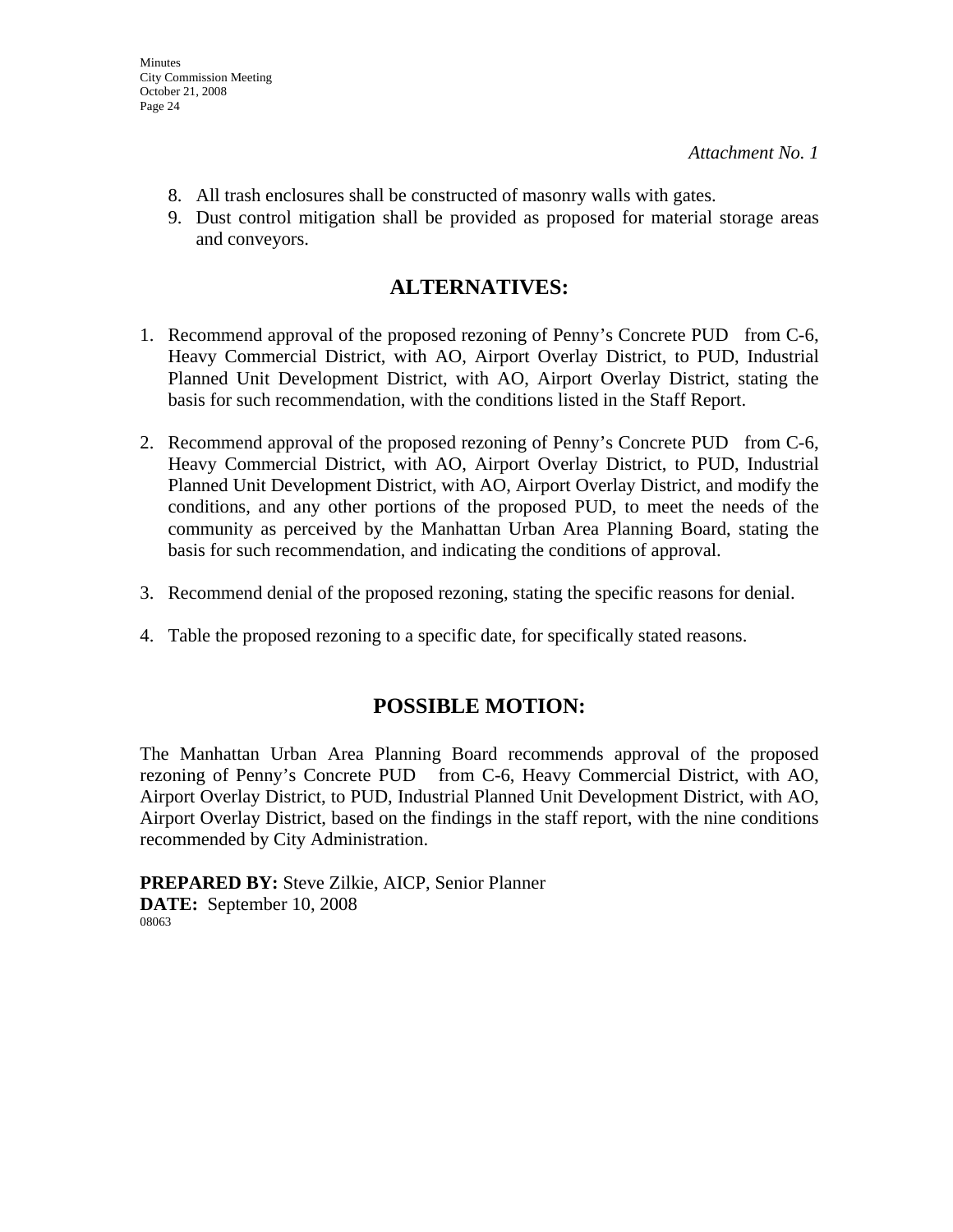*Attachment No. 1*

8. All trash enclosures shall be constructed of masonry walls with gates.
9. Dust control mitigation shall be provided as proposed for material storage areas and conveyors.

## ALTERNATIVES:

1. Recommend approval of the proposed rezoning of Penny's Concrete PUD from C-6, Heavy Commercial District, with AO, Airport Overlay District, to PUD, Industrial Planned Unit Development District, with AO, Airport Overlay District, stating the basis for such recommendation, with the conditions listed in the Staff Report.

2. Recommend approval of the proposed rezoning of Penny's Concrete PUD from C-6, Heavy Commercial District, with AO, Airport Overlay District, to PUD, Industrial Planned Unit Development District, with AO, Airport Overlay District, and modify the conditions, and any other portions of the proposed PUD, to meet the needs of the community as perceived by the Manhattan Urban Area Planning Board, stating the basis for such recommendation, and indicating the conditions of approval.

3. Recommend denial of the proposed rezoning, stating the specific reasons for denial.

4. Table the proposed rezoning to a specific date, for specifically stated reasons.

## POSSIBLE MOTION:

The Manhattan Urban Area Planning Board recommends approval of the proposed rezoning of Penny's Concrete PUD from C-6, Heavy Commercial District, with AO, Airport Overlay District, to PUD, Industrial Planned Unit Development District, with AO, Airport Overlay District, based on the findings in the staff report, with the nine conditions recommended by City Administration.

**PREPARED BY:** Steve Zilkie, AICP, Senior Planner
**DATE:** September 10, 2008
08063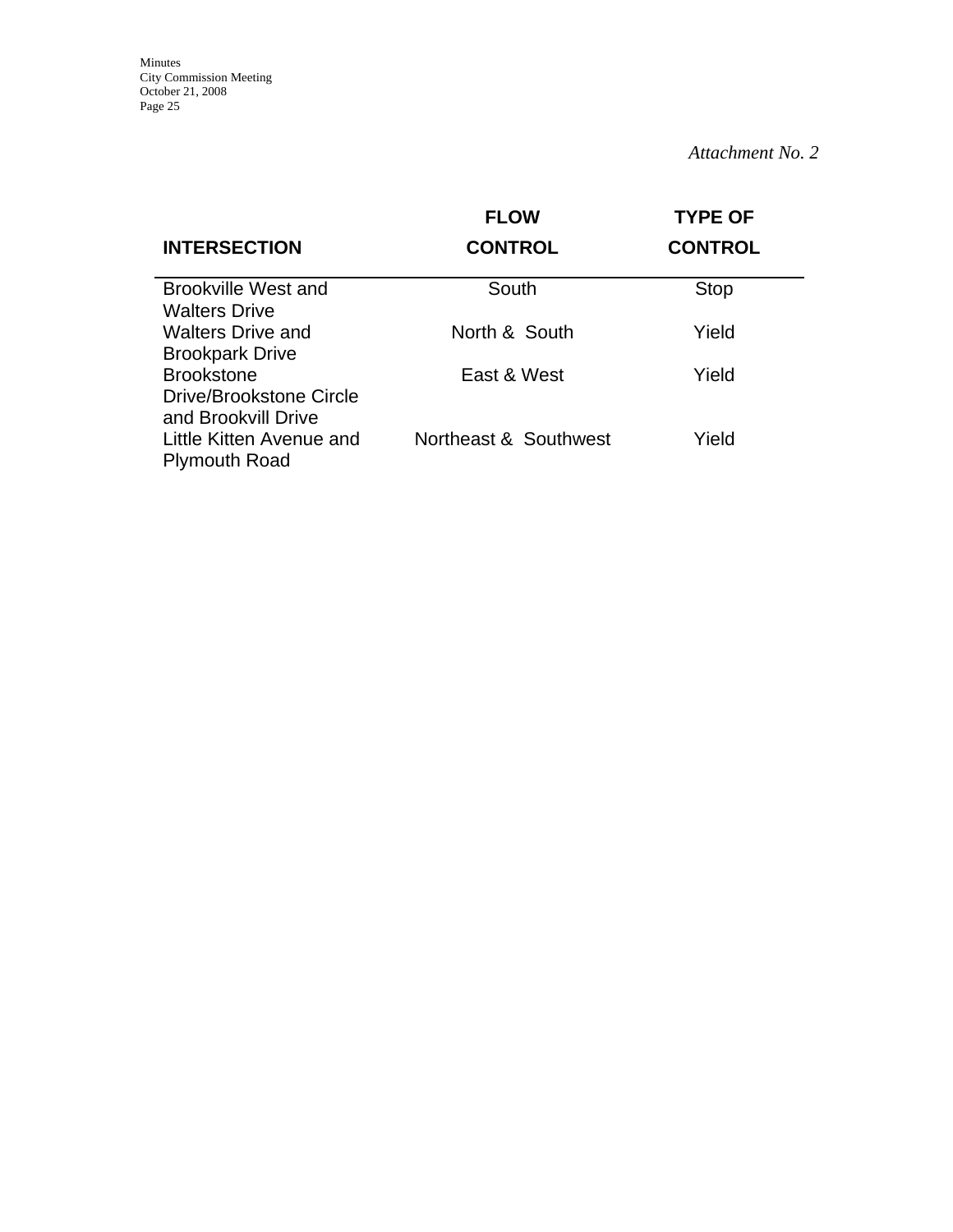*Attachment No. 2*

| INTERSECTION | FLOW CONTROL | TYPE OF CONTROL |
|---|---|---|
| Brookville West and Walters Drive | South | Stop |
| Walters Drive and Brookpark Drive | North & South | Yield |
| Brookstone Drive/Brookstone Circle and Brookvill Drive | East & West | Yield |
| Little Kitten Avenue and Plymouth Road | Northeast & Southwest | Yield |